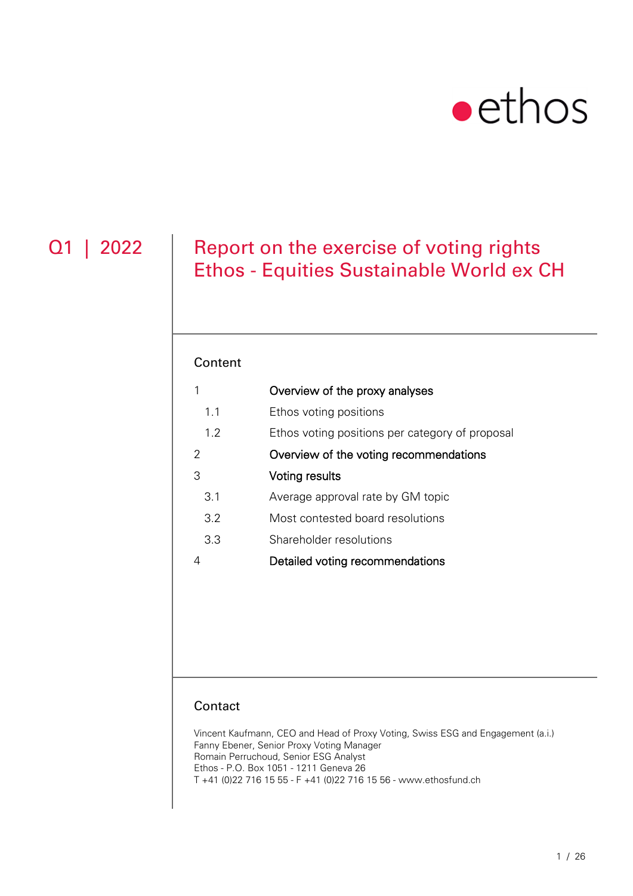ethos

Q1 | 2022

# Report on the exercise of voting rights
# Ethos - Equities Sustainable World ex CH

## Content

1 **Overview of the proxy analyses**
- 1.1 Ethos voting positions
- 1.2 Ethos voting positions per category of proposal

2 **Overview of the voting recommendations**

3 **Voting results**
- 3.1 Average approval rate by GM topic
- 3.2 Most contested board resolutions
- 3.3 Shareholder resolutions

4 **Detailed voting recommendations**

## Contact

Vincent Kaufmann, CEO and Head of Proxy Voting, Swiss ESG and Engagement (a.i.)
Fanny Ebener, Senior Proxy Voting Manager
Romain Perruchoud, Senior ESG Analyst
Ethos - P.O. Box 1051 - 1211 Geneva 26
T +41 (0)22 716 15 55 - F +41 (0)22 716 15 56 - www.ethosfund.ch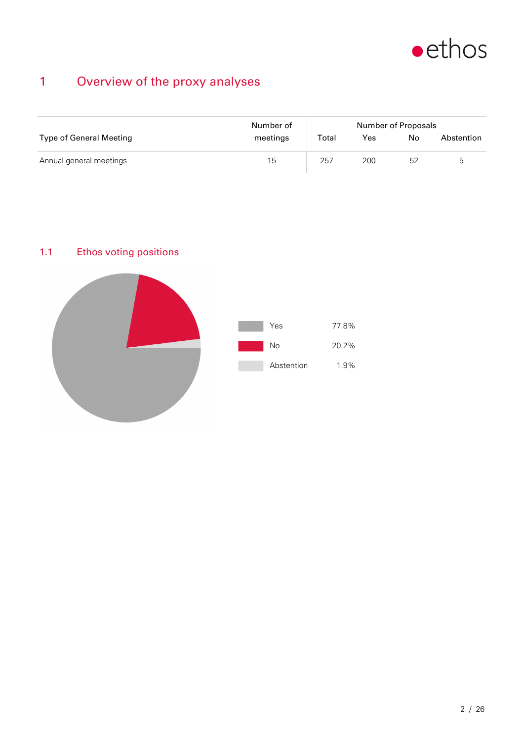# 1 Overview of the proxy analyses

| Type of General Meeting | Number of meetings | Number of Proposals | | | |
|---|---|---|---|---|---|
| | | Total | Yes | No | Abstention |
| Annual general meetings | 15 | 257 | 200 | 52 | 5 |

## 1.1 Ethos voting positions

| | |
|---|---|
| Yes | 77.8% |
| No | 20.2% |
| Abstention | 1.9% |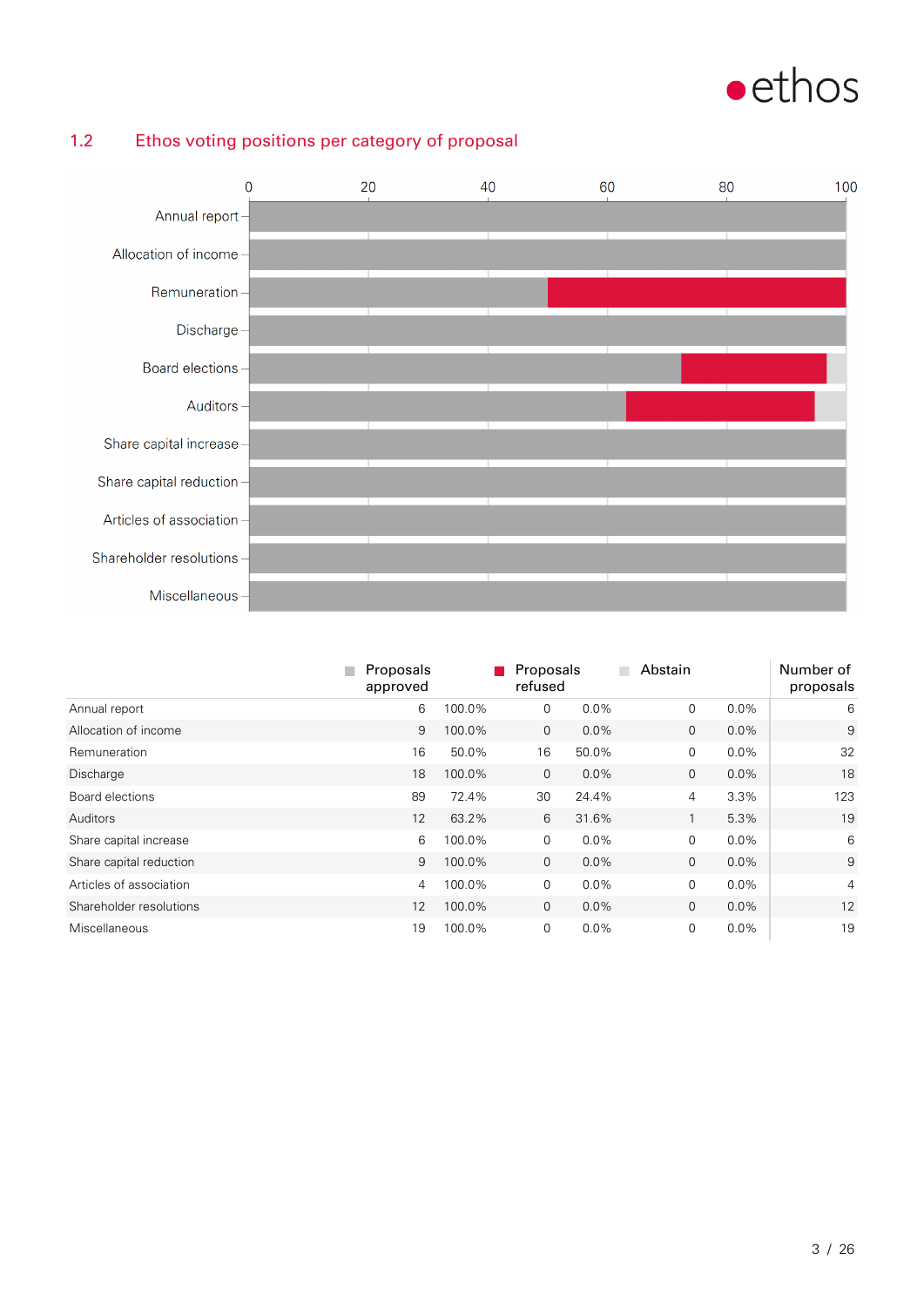## 1.2 Ethos voting positions per category of proposal

| | Proposals approved | | Proposals refused | | Abstain | | Number of proposals |
|---|---|---|---|---|---|---|---|
| Annual report | 6 | 100.0% | 0 | 0.0% | 0 | 0.0% | 6 |
| Allocation of income | 9 | 100.0% | 0 | 0.0% | 0 | 0.0% | 9 |
| Remuneration | 16 | 50.0% | 16 | 50.0% | 0 | 0.0% | 32 |
| Discharge | 18 | 100.0% | 0 | 0.0% | 0 | 0.0% | 18 |
| Board elections | 89 | 72.4% | 30 | 24.4% | 4 | 3.3% | 123 |
| Auditors | 12 | 63.2% | 6 | 31.6% | 1 | 5.3% | 19 |
| Share capital increase | 6 | 100.0% | 0 | 0.0% | 0 | 0.0% | 6 |
| Share capital reduction | 9 | 100.0% | 0 | 0.0% | 0 | 0.0% | 9 |
| Articles of association | 4 | 100.0% | 0 | 0.0% | 0 | 0.0% | 4 |
| Shareholder resolutions | 12 | 100.0% | 0 | 0.0% | 0 | 0.0% | 12 |
| Miscellaneous | 19 | 100.0% | 0 | 0.0% | 0 | 0.0% | 19 |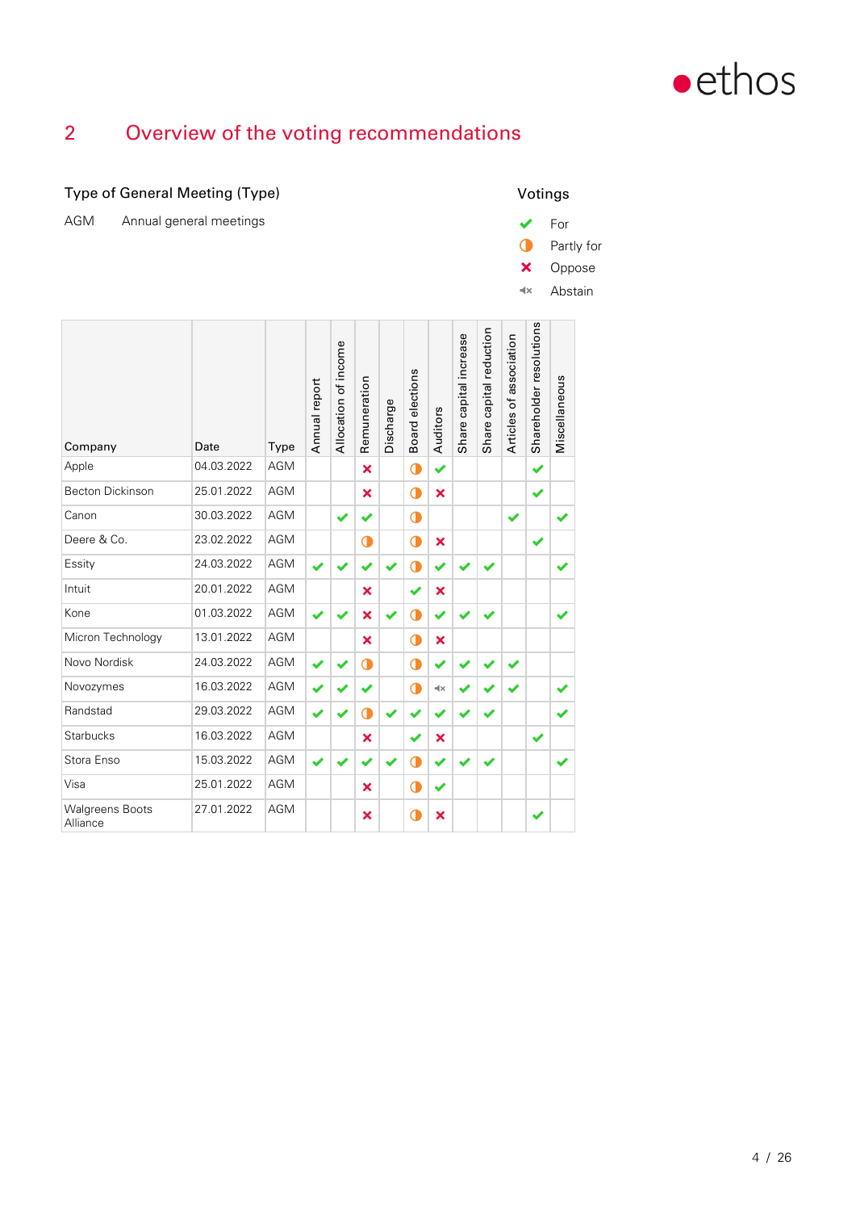## 2 Overview of the voting recommendations

### Type of General Meeting (Type)

AGM    Annual general meetings

### Votings

- ✓ For
- ◐ Partly for
- ✗ Oppose
- 🔇 Abstain

| Company | Date | Type | Annual report | Allocation of income | Remuneration | Discharge | Board elections | Auditors | Share capital increase | Share capital reduction | Articles of association | Shareholder resolutions | Miscellaneous |
|---|---|---|---|---|---|---|---|---|---|---|---|---|---|
| Apple | 04.03.2022 | AGM | | | ✗ | | ◐ | ✓ | | | | ✓ | |
| Becton Dickinson | 25.01.2022 | AGM | | | ✗ | | ◐ | ✗ | | | | ✓ | |
| Canon | 30.03.2022 | AGM | | ✓ | ✓ | | ◐ | | | | ✓ | | ✓ |
| Deere & Co. | 23.02.2022 | AGM | | | ◐ | | ◐ | ✗ | | | | ✓ | |
| Essity | 24.03.2022 | AGM | ✓ | ✓ | ✓ | ✓ | ◐ | ✓ | ✓ | ✓ | | | ✓ |
| Intuit | 20.01.2022 | AGM | | | ✗ | | ✓ | ✗ | | | | | |
| Kone | 01.03.2022 | AGM | ✓ | ✓ | ✗ | ✓ | ◐ | ✓ | ✓ | ✓ | | | ✓ |
| Micron Technology | 13.01.2022 | AGM | | | ✗ | | ◐ | ✗ | | | | | |
| Novo Nordisk | 24.03.2022 | AGM | ✓ | ✓ | ◐ | | ◐ | ✓ | ✓ | ✓ | ✓ | | |
| Novozymes | 16.03.2022 | AGM | ✓ | ✓ | ✓ | | ◐ | 🔇 | ✓ | ✓ | ✓ | | ✓ |
| Randstad | 29.03.2022 | AGM | ✓ | ✓ | ◐ | ✓ | ✓ | ✓ | ✓ | ✓ | | | ✓ |
| Starbucks | 16.03.2022 | AGM | | | ✗ | | ✓ | ✗ | | | | ✓ | |
| Stora Enso | 15.03.2022 | AGM | ✓ | ✓ | ✓ | ✓ | ◐ | ✓ | ✓ | ✓ | | | ✓ |
| Visa | 25.01.2022 | AGM | | | ✗ | | ◐ | ✓ | | | | | |
| Walgreens Boots Alliance | 27.01.2022 | AGM | | | ✗ | | ◐ | ✗ | | | | ✓ | |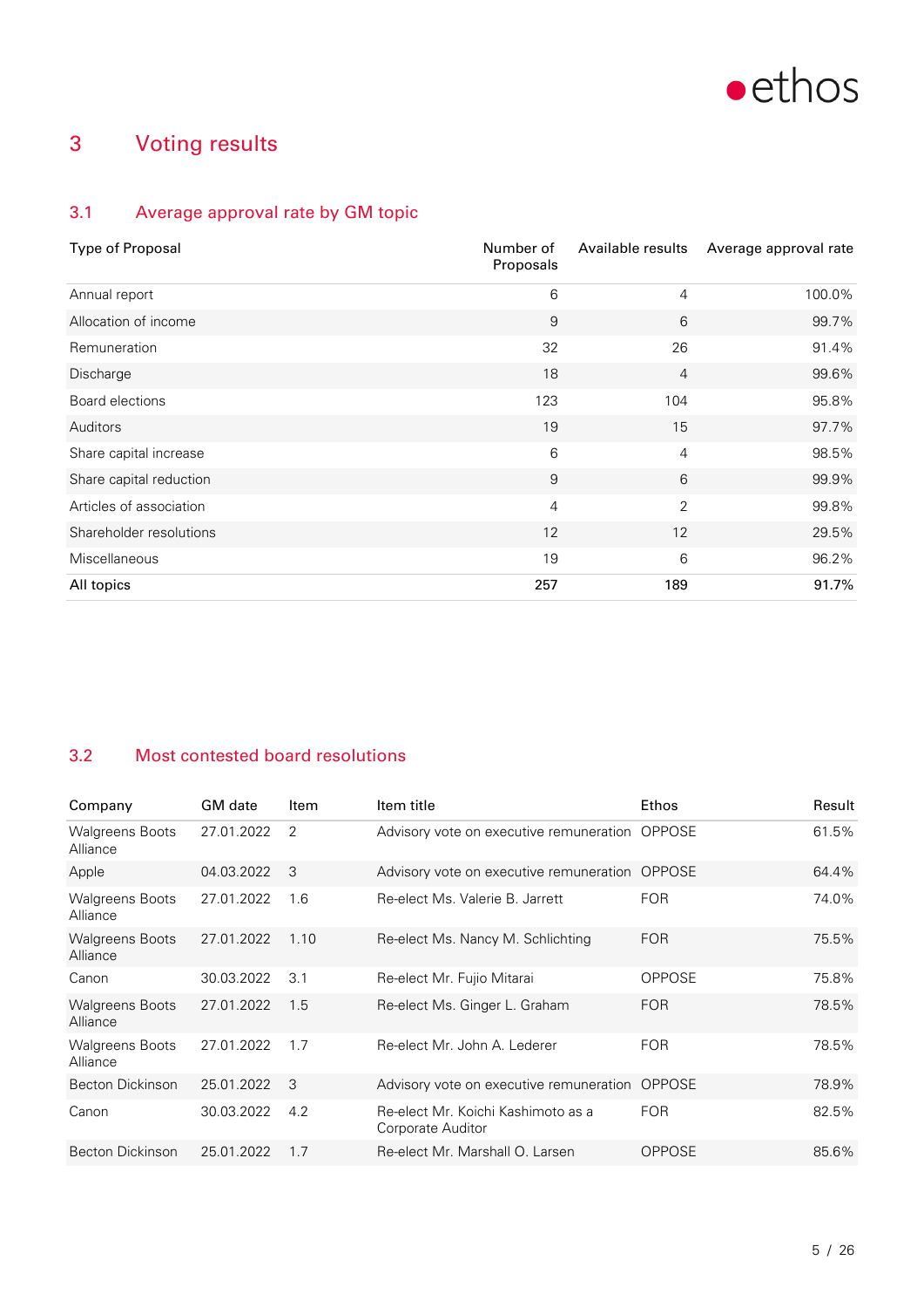# 3 Voting results

## 3.1 Average approval rate by GM topic

| Type of Proposal | Number of Proposals | Available results | Average approval rate |
|---|---|---|---|
| Annual report | 6 | 4 | 100.0% |
| Allocation of income | 9 | 6 | 99.7% |
| Remuneration | 32 | 26 | 91.4% |
| Discharge | 18 | 4 | 99.6% |
| Board elections | 123 | 104 | 95.8% |
| Auditors | 19 | 15 | 97.7% |
| Share capital increase | 6 | 4 | 98.5% |
| Share capital reduction | 9 | 6 | 99.9% |
| Articles of association | 4 | 2 | 99.8% |
| Shareholder resolutions | 12 | 12 | 29.5% |
| Miscellaneous | 19 | 6 | 96.2% |
| **All topics** | **257** | **189** | **91.7%** |

## 3.2 Most contested board resolutions

| Company | GM date | Item | Item title | Ethos | Result |
|---|---|---|---|---|---|
| Walgreens Boots Alliance | 27.01.2022 | 2 | Advisory vote on executive remuneration | OPPOSE | 61.5% |
| Apple | 04.03.2022 | 3 | Advisory vote on executive remuneration | OPPOSE | 64.4% |
| Walgreens Boots Alliance | 27.01.2022 | 1.6 | Re-elect Ms. Valerie B. Jarrett | FOR | 74.0% |
| Walgreens Boots Alliance | 27.01.2022 | 1.10 | Re-elect Ms. Nancy M. Schlichting | FOR | 75.5% |
| Canon | 30.03.2022 | 3.1 | Re-elect Mr. Fujio Mitarai | OPPOSE | 75.8% |
| Walgreens Boots Alliance | 27.01.2022 | 1.5 | Re-elect Ms. Ginger L. Graham | FOR | 78.5% |
| Walgreens Boots Alliance | 27.01.2022 | 1.7 | Re-elect Mr. John A. Lederer | FOR | 78.5% |
| Becton Dickinson | 25.01.2022 | 3 | Advisory vote on executive remuneration | OPPOSE | 78.9% |
| Canon | 30.03.2022 | 4.2 | Re-elect Mr. Koichi Kashimoto as a Corporate Auditor | FOR | 82.5% |
| Becton Dickinson | 25.01.2022 | 1.7 | Re-elect Mr. Marshall O. Larsen | OPPOSE | 85.6% |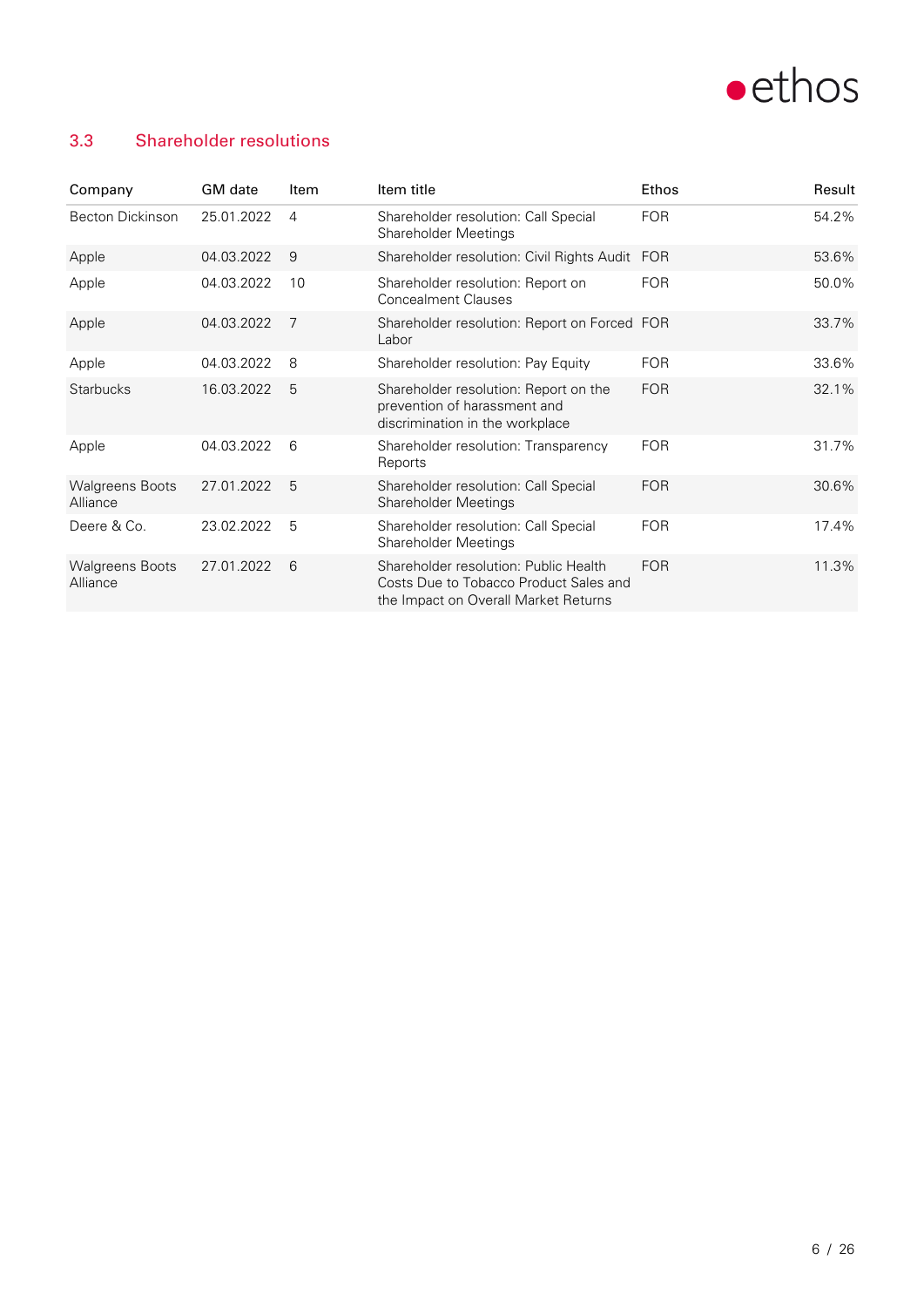## 3.3 Shareholder resolutions

| Company | GM date | Item | Item title | Ethos | Result |
|---|---|---|---|---|---|
| Becton Dickinson | 25.01.2022 | 4 | Shareholder resolution: Call Special Shareholder Meetings | FOR | 54.2% |
| Apple | 04.03.2022 | 9 | Shareholder resolution: Civil Rights Audit | FOR | 53.6% |
| Apple | 04.03.2022 | 10 | Shareholder resolution: Report on Concealment Clauses | FOR | 50.0% |
| Apple | 04.03.2022 | 7 | Shareholder resolution: Report on Forced Labor | FOR | 33.7% |
| Apple | 04.03.2022 | 8 | Shareholder resolution: Pay Equity | FOR | 33.6% |
| Starbucks | 16.03.2022 | 5 | Shareholder resolution: Report on the prevention of harassment and discrimination in the workplace | FOR | 32.1% |
| Apple | 04.03.2022 | 6 | Shareholder resolution: Transparency Reports | FOR | 31.7% |
| Walgreens Boots Alliance | 27.01.2022 | 5 | Shareholder resolution: Call Special Shareholder Meetings | FOR | 30.6% |
| Deere & Co. | 23.02.2022 | 5 | Shareholder resolution: Call Special Shareholder Meetings | FOR | 17.4% |
| Walgreens Boots Alliance | 27.01.2022 | 6 | Shareholder resolution: Public Health Costs Due to Tobacco Product Sales and the Impact on Overall Market Returns | FOR | 11.3% |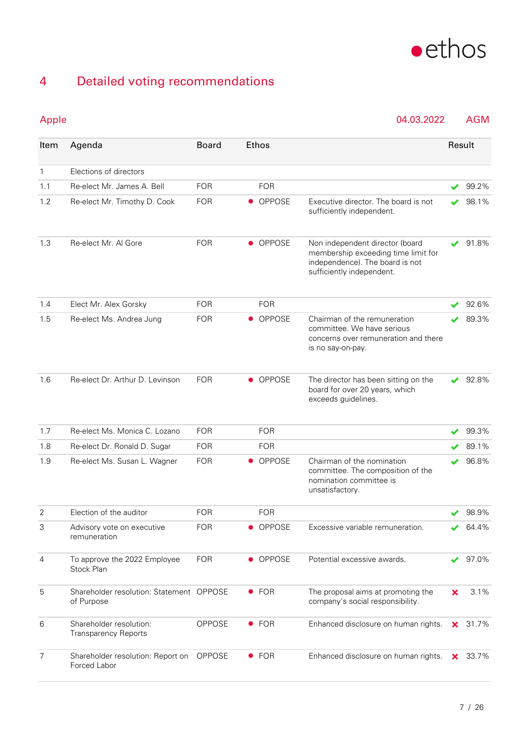# 4 Detailed voting recommendations

## Apple — 04.03.2022 — AGM

| Item | Agenda | Board | Ethos | | Result |
|---|---|---|---|---|---|
| 1 | Elections of directors | | | | |
| 1.1 | Re-elect Mr. James A. Bell | FOR | FOR | | ✔ 99.2% |
| 1.2 | Re-elect Mr. Timothy D. Cook | FOR | OPPOSE | Executive director. The board is not sufficiently independent. | ✔ 98.1% |
| 1.3 | Re-elect Mr. Al Gore | FOR | OPPOSE | Non independent director (board membership exceeding time limit for independence). The board is not sufficiently independent. | ✔ 91.8% |
| 1.4 | Elect Mr. Alex Gorsky | FOR | FOR | | ✔ 92.6% |
| 1.5 | Re-elect Ms. Andrea Jung | FOR | OPPOSE | Chairman of the remuneration committee. We have serious concerns over remuneration and there is no say-on-pay. | ✔ 89.3% |
| 1.6 | Re-elect Dr. Arthur D. Levinson | FOR | OPPOSE | The director has been sitting on the board for over 20 years, which exceeds guidelines. | ✔ 92.8% |
| 1.7 | Re-elect Ms. Monica C. Lozano | FOR | FOR | | ✔ 99.3% |
| 1.8 | Re-elect Dr. Ronald D. Sugar | FOR | FOR | | ✔ 89.1% |
| 1.9 | Re-elect Ms. Susan L. Wagner | FOR | OPPOSE | Chairman of the nomination committee. The composition of the nomination committee is unsatisfactory. | ✔ 96.8% |
| 2 | Election of the auditor | FOR | FOR | | ✔ 98.9% |
| 3 | Advisory vote on executive remuneration | FOR | OPPOSE | Excessive variable remuneration. | ✔ 64.4% |
| 4 | To approve the 2022 Employee Stock Plan | FOR | OPPOSE | Potential excessive awards. | ✔ 97.0% |
| 5 | Shareholder resolution: Statement of Purpose | OPPOSE | FOR | The proposal aims at promoting the company's social responsibility. | ✘ 3.1% |
| 6 | Shareholder resolution: Transparency Reports | OPPOSE | FOR | Enhanced disclosure on human rights. | ✘ 31.7% |
| 7 | Shareholder resolution: Report on Forced Labor | OPPOSE | FOR | Enhanced disclosure on human rights. | ✘ 33.7% |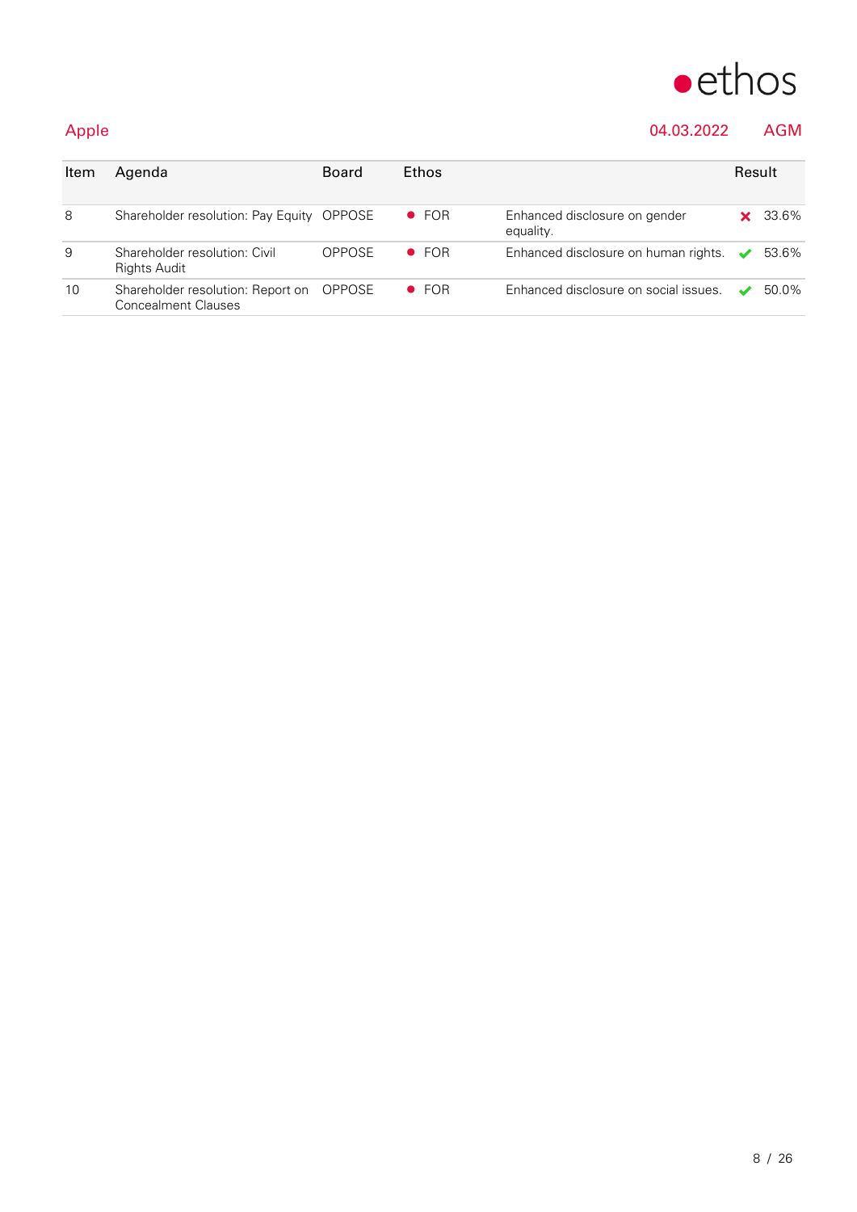Apple 04.03.2022 AGM

| Item | Agenda | Board | Ethos | | Result | |
|---|---|---|---|---|---|---|
| 8 | Shareholder resolution: Pay Equity | OPPOSE | FOR | Enhanced disclosure on gender equality. | ✗ | 33.6% |
| 9 | Shareholder resolution: Civil Rights Audit | OPPOSE | FOR | Enhanced disclosure on human rights. | ✓ | 53.6% |
| 10 | Shareholder resolution: Report on Concealment Clauses | OPPOSE | FOR | Enhanced disclosure on social issues. | ✓ | 50.0% |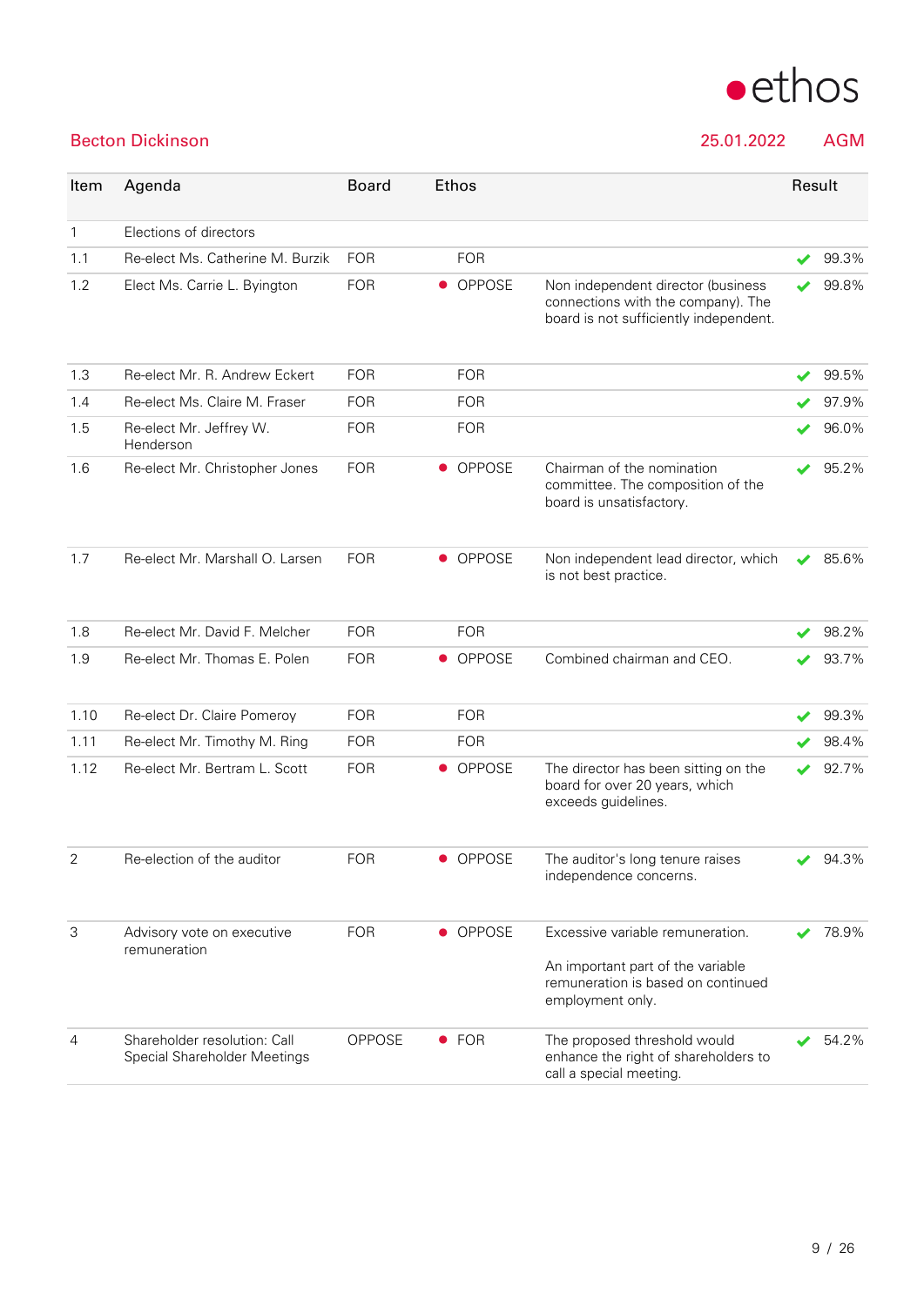ethos

## Becton Dickinson

25.01.2022 AGM

| Item | Agenda | Board | Ethos | | Result |
|---|---|---|---|---|---|
| 1 | Elections of directors | | | | |
| 1.1 | Re-elect Ms. Catherine M. Burzik | FOR | FOR | | ✔ 99.3% |
| 1.2 | Elect Ms. Carrie L. Byington | FOR | ● OPPOSE | Non independent director (business connections with the company). The board is not sufficiently independent. | ✔ 99.8% |
| 1.3 | Re-elect Mr. R. Andrew Eckert | FOR | FOR | | ✔ 99.5% |
| 1.4 | Re-elect Ms. Claire M. Fraser | FOR | FOR | | ✔ 97.9% |
| 1.5 | Re-elect Mr. Jeffrey W. Henderson | FOR | FOR | | ✔ 96.0% |
| 1.6 | Re-elect Mr. Christopher Jones | FOR | ● OPPOSE | Chairman of the nomination committee. The composition of the board is unsatisfactory. | ✔ 95.2% |
| 1.7 | Re-elect Mr. Marshall O. Larsen | FOR | ● OPPOSE | Non independent lead director, which is not best practice. | ✔ 85.6% |
| 1.8 | Re-elect Mr. David F. Melcher | FOR | FOR | | ✔ 98.2% |
| 1.9 | Re-elect Mr. Thomas E. Polen | FOR | ● OPPOSE | Combined chairman and CEO. | ✔ 93.7% |
| 1.10 | Re-elect Dr. Claire Pomeroy | FOR | FOR | | ✔ 99.3% |
| 1.11 | Re-elect Mr. Timothy M. Ring | FOR | FOR | | ✔ 98.4% |
| 1.12 | Re-elect Mr. Bertram L. Scott | FOR | ● OPPOSE | The director has been sitting on the board for over 20 years, which exceeds guidelines. | ✔ 92.7% |
| 2 | Re-election of the auditor | FOR | ● OPPOSE | The auditor's long tenure raises independence concerns. | ✔ 94.3% |
| 3 | Advisory vote on executive remuneration | FOR | ● OPPOSE | Excessive variable remuneration.<br><br>An important part of the variable remuneration is based on continued employment only. | ✔ 78.9% |
| 4 | Shareholder resolution: Call Special Shareholder Meetings | OPPOSE | ● FOR | The proposed threshold would enhance the right of shareholders to call a special meeting. | ✔ 54.2% |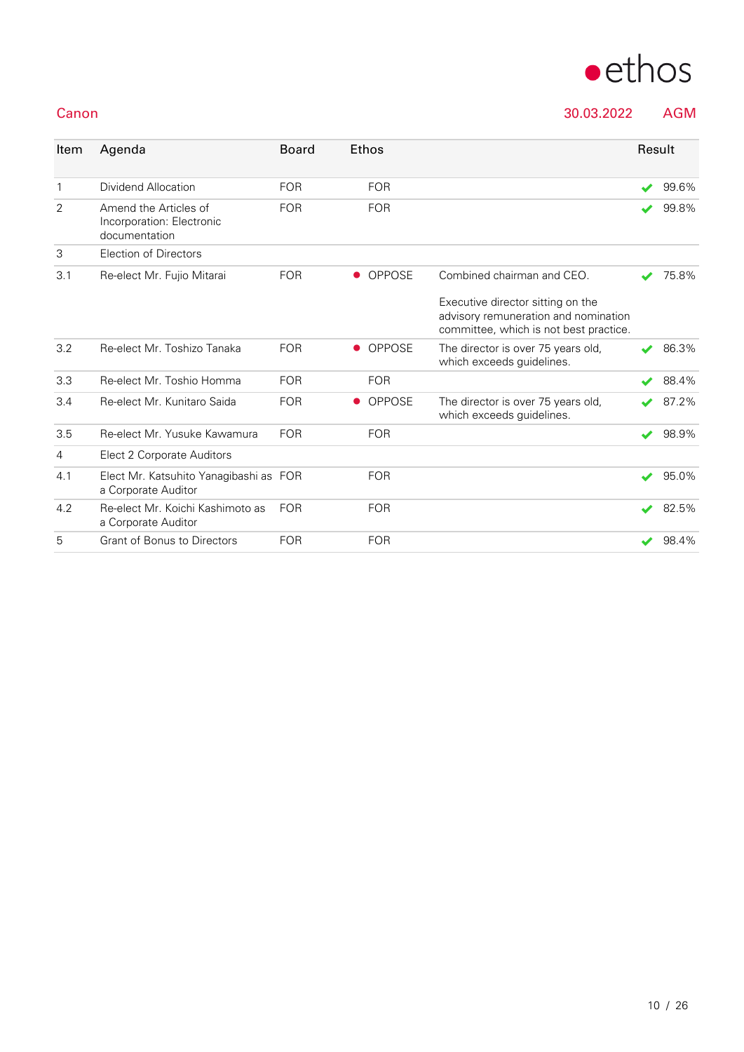## Canon

30.03.2022 AGM

| Item | Agenda | Board | Ethos | | Result |
|---|---|---|---|---|---|
| 1 | Dividend Allocation | FOR | FOR | | ✔ 99.6% |
| 2 | Amend the Articles of Incorporation: Electronic documentation | FOR | FOR | | ✔ 99.8% |
| 3 | Election of Directors | | | | |
| 3.1 | Re-elect Mr. Fujio Mitarai | FOR | ● OPPOSE | Combined chairman and CEO.<br><br>Executive director sitting on the advisory remuneration and nomination committee, which is not best practice. | ✔ 75.8% |
| 3.2 | Re-elect Mr. Toshizo Tanaka | FOR | ● OPPOSE | The director is over 75 years old, which exceeds guidelines. | ✔ 86.3% |
| 3.3 | Re-elect Mr. Toshio Homma | FOR | FOR | | ✔ 88.4% |
| 3.4 | Re-elect Mr. Kunitaro Saida | FOR | ● OPPOSE | The director is over 75 years old, which exceeds guidelines. | ✔ 87.2% |
| 3.5 | Re-elect Mr. Yusuke Kawamura | FOR | FOR | | ✔ 98.9% |
| 4 | Elect 2 Corporate Auditors | | | | |
| 4.1 | Elect Mr. Katsuhito Yanagibashi as a Corporate Auditor | FOR | FOR | | ✔ 95.0% |
| 4.2 | Re-elect Mr. Koichi Kashimoto as a Corporate Auditor | FOR | FOR | | ✔ 82.5% |
| 5 | Grant of Bonus to Directors | FOR | FOR | | ✔ 98.4% |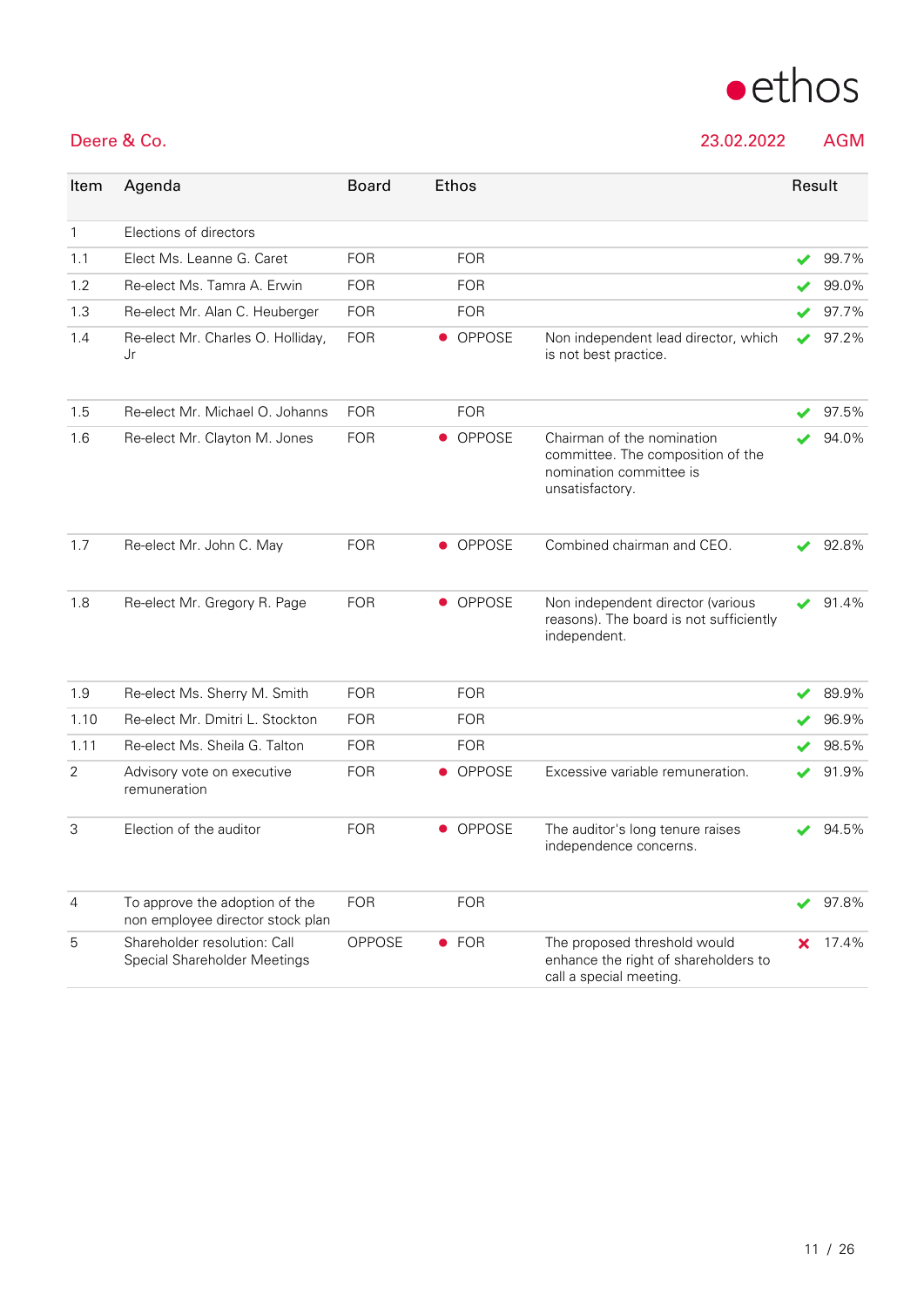ethos

## Deere & Co.

23.02.2022 AGM

| Item | Agenda | Board | Ethos | | Result |
|---|---|---|---|---|---|
| 1 | Elections of directors | | | | |
| 1.1 | Elect Ms. Leanne G. Caret | FOR | FOR | | ✔ 99.7% |
| 1.2 | Re-elect Ms. Tamra A. Erwin | FOR | FOR | | ✔ 99.0% |
| 1.3 | Re-elect Mr. Alan C. Heuberger | FOR | FOR | | ✔ 97.7% |
| 1.4 | Re-elect Mr. Charles O. Holliday, Jr | FOR | ● OPPOSE | Non independent lead director, which is not best practice. | ✔ 97.2% |
| 1.5 | Re-elect Mr. Michael O. Johanns | FOR | FOR | | ✔ 97.5% |
| 1.6 | Re-elect Mr. Clayton M. Jones | FOR | ● OPPOSE | Chairman of the nomination committee. The composition of the nomination committee is unsatisfactory. | ✔ 94.0% |
| 1.7 | Re-elect Mr. John C. May | FOR | ● OPPOSE | Combined chairman and CEO. | ✔ 92.8% |
| 1.8 | Re-elect Mr. Gregory R. Page | FOR | ● OPPOSE | Non independent director (various reasons). The board is not sufficiently independent. | ✔ 91.4% |
| 1.9 | Re-elect Ms. Sherry M. Smith | FOR | FOR | | ✔ 89.9% |
| 1.10 | Re-elect Mr. Dmitri L. Stockton | FOR | FOR | | ✔ 96.9% |
| 1.11 | Re-elect Ms. Sheila G. Talton | FOR | FOR | | ✔ 98.5% |
| 2 | Advisory vote on executive remuneration | FOR | ● OPPOSE | Excessive variable remuneration. | ✔ 91.9% |
| 3 | Election of the auditor | FOR | ● OPPOSE | The auditor's long tenure raises independence concerns. | ✔ 94.5% |
| 4 | To approve the adoption of the non employee director stock plan | FOR | FOR | | ✔ 97.8% |
| 5 | Shareholder resolution: Call Special Shareholder Meetings | OPPOSE | ● FOR | The proposed threshold would enhance the right of shareholders to call a special meeting. | ✘ 17.4% |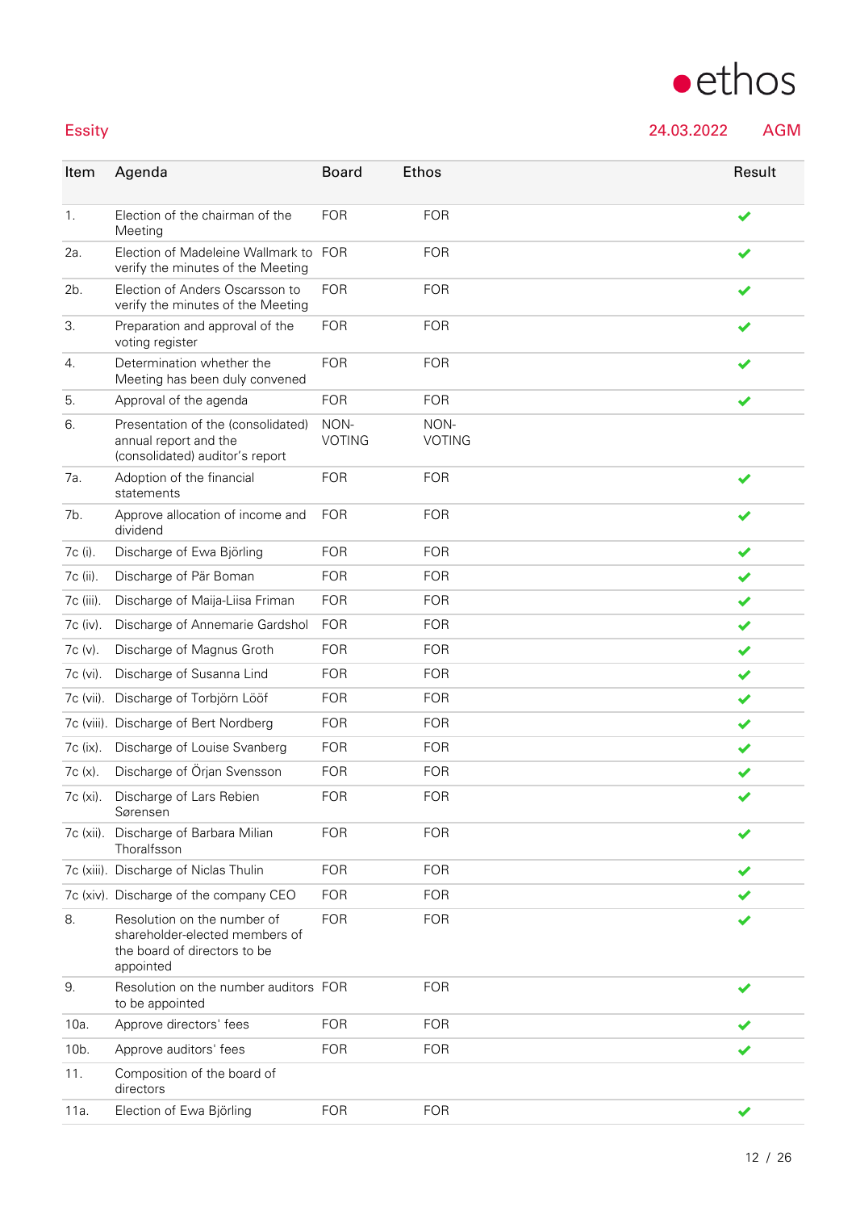Essity 24.03.2022 AGM

| Item | Agenda | Board | Ethos | Result |
|---|---|---|---|---|
| 1. | Election of the chairman of the Meeting | FOR | FOR | ✔ |
| 2a. | Election of Madeleine Wallmark to verify the minutes of the Meeting | FOR | FOR | ✔ |
| 2b. | Election of Anders Oscarsson to verify the minutes of the Meeting | FOR | FOR | ✔ |
| 3. | Preparation and approval of the voting register | FOR | FOR | ✔ |
| 4. | Determination whether the Meeting has been duly convened | FOR | FOR | ✔ |
| 5. | Approval of the agenda | FOR | FOR | ✔ |
| 6. | Presentation of the (consolidated) annual report and the (consolidated) auditor's report | NON-VOTING | NON-VOTING | |
| 7a. | Adoption of the financial statements | FOR | FOR | ✔ |
| 7b. | Approve allocation of income and dividend | FOR | FOR | ✔ |
| 7c (i). | Discharge of Ewa Björling | FOR | FOR | ✔ |
| 7c (ii). | Discharge of Pär Boman | FOR | FOR | ✔ |
| 7c (iii). | Discharge of Maija-Liisa Friman | FOR | FOR | ✔ |
| 7c (iv). | Discharge of Annemarie Gardshol | FOR | FOR | ✔ |
| 7c (v). | Discharge of Magnus Groth | FOR | FOR | ✔ |
| 7c (vi). | Discharge of Susanna Lind | FOR | FOR | ✔ |
| 7c (vii). | Discharge of Torbjörn Lööf | FOR | FOR | ✔ |
| 7c (viii). | Discharge of Bert Nordberg | FOR | FOR | ✔ |
| 7c (ix). | Discharge of Louise Svanberg | FOR | FOR | ✔ |
| 7c (x). | Discharge of Örjan Svensson | FOR | FOR | ✔ |
| 7c (xi). | Discharge of Lars Rebien Sørensen | FOR | FOR | ✔ |
| 7c (xii). | Discharge of Barbara Milian Thoralfsson | FOR | FOR | ✔ |
| 7c (xiii). | Discharge of Niclas Thulin | FOR | FOR | ✔ |
| 7c (xiv). | Discharge of the company CEO | FOR | FOR | ✔ |
| 8. | Resolution on the number of shareholder-elected members of the board of directors to be appointed | FOR | FOR | ✔ |
| 9. | Resolution on the number auditors to be appointed | FOR | FOR | ✔ |
| 10a. | Approve directors' fees | FOR | FOR | ✔ |
| 10b. | Approve auditors' fees | FOR | FOR | ✔ |
| 11. | Composition of the board of directors | | | |
| 11a. | Election of Ewa Björling | FOR | FOR | ✔ |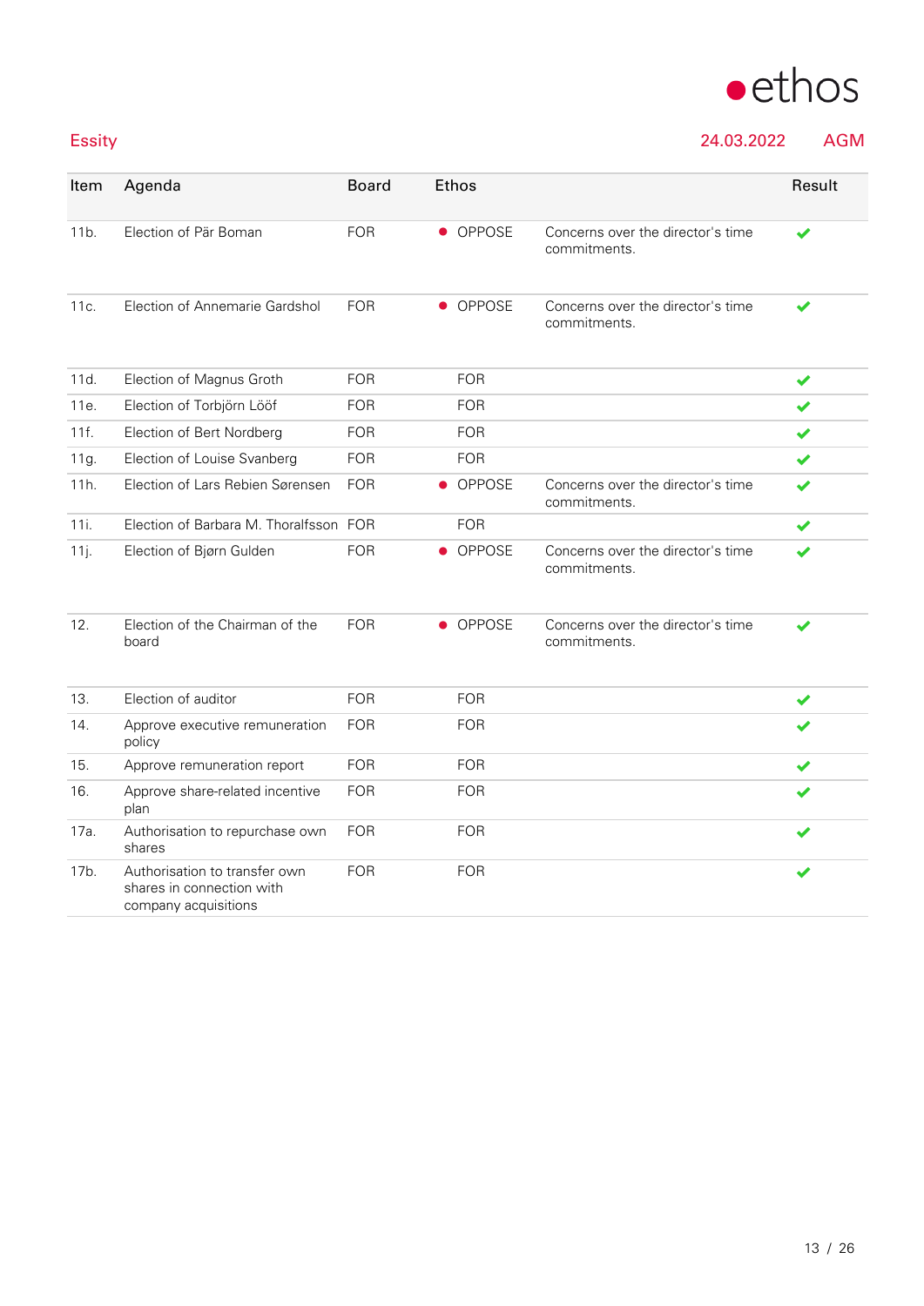Essity 24.03.2022 AGM

| Item | Agenda | Board | Ethos | | Result |
|---|---|---|---|---|---|
| 11b. | Election of Pär Boman | FOR | ● OPPOSE | Concerns over the director's time commitments. | ✔ |
| 11c. | Election of Annemarie Gardshol | FOR | ● OPPOSE | Concerns over the director's time commitments. | ✔ |
| 11d. | Election of Magnus Groth | FOR | FOR | | ✔ |
| 11e. | Election of Torbjörn Lööf | FOR | FOR | | ✔ |
| 11f. | Election of Bert Nordberg | FOR | FOR | | ✔ |
| 11g. | Election of Louise Svanberg | FOR | FOR | | ✔ |
| 11h. | Election of Lars Rebien Sørensen | FOR | ● OPPOSE | Concerns over the director's time commitments. | ✔ |
| 11i. | Election of Barbara M. Thoralfsson | FOR | FOR | | ✔ |
| 11j. | Election of Bjørn Gulden | FOR | ● OPPOSE | Concerns over the director's time commitments. | ✔ |
| 12. | Election of the Chairman of the board | FOR | ● OPPOSE | Concerns over the director's time commitments. | ✔ |
| 13. | Election of auditor | FOR | FOR | | ✔ |
| 14. | Approve executive remuneration policy | FOR | FOR | | ✔ |
| 15. | Approve remuneration report | FOR | FOR | | ✔ |
| 16. | Approve share-related incentive plan | FOR | FOR | | ✔ |
| 17a. | Authorisation to repurchase own shares | FOR | FOR | | ✔ |
| 17b. | Authorisation to transfer own shares in connection with company acquisitions | FOR | FOR | | ✔ |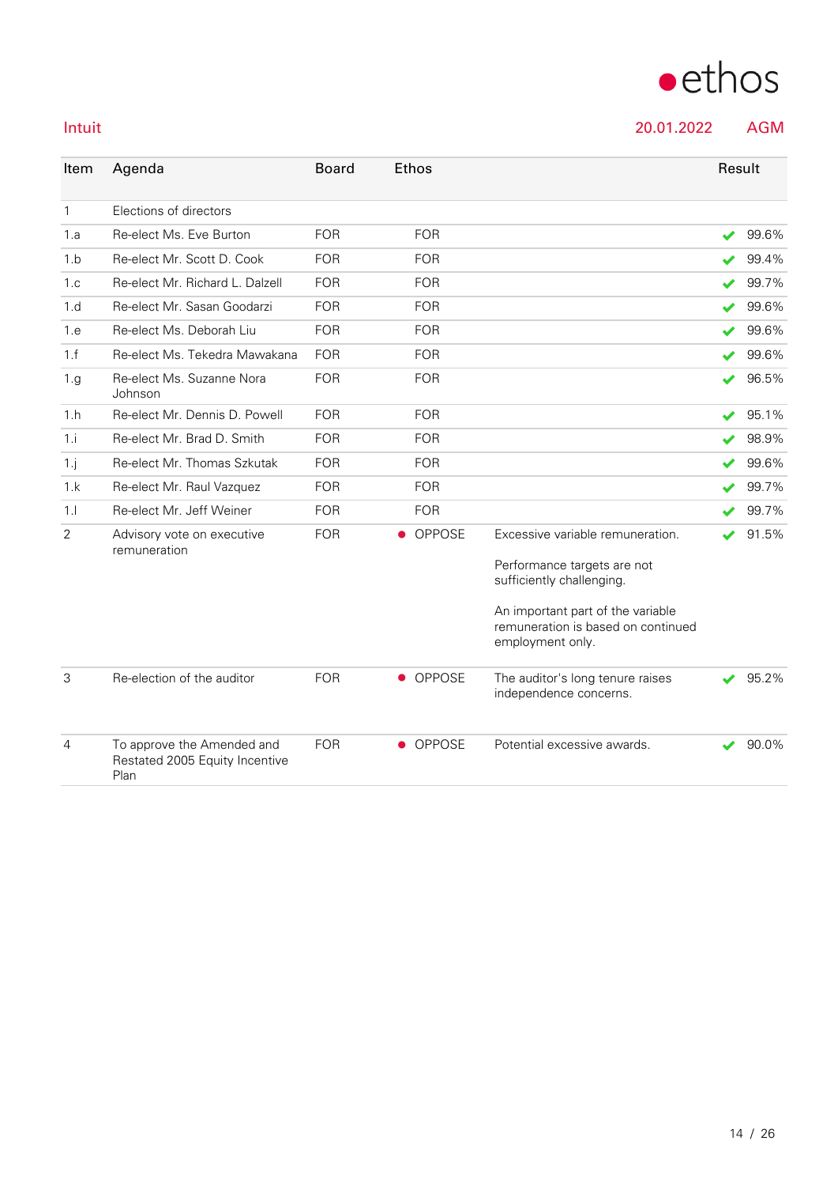ethos

Intuit 20.01.2022 AGM

| Item | Agenda | Board | Ethos | | Result |
|---|---|---|---|---|---|
| 1 | Elections of directors | | | | |
| 1.a | Re-elect Ms. Eve Burton | FOR | FOR | | ✔ 99.6% |
| 1.b | Re-elect Mr. Scott D. Cook | FOR | FOR | | ✔ 99.4% |
| 1.c | Re-elect Mr. Richard L. Dalzell | FOR | FOR | | ✔ 99.7% |
| 1.d | Re-elect Mr. Sasan Goodarzi | FOR | FOR | | ✔ 99.6% |
| 1.e | Re-elect Ms. Deborah Liu | FOR | FOR | | ✔ 99.6% |
| 1.f | Re-elect Ms. Tekedra Mawakana | FOR | FOR | | ✔ 99.6% |
| 1.g | Re-elect Ms. Suzanne Nora Johnson | FOR | FOR | | ✔ 96.5% |
| 1.h | Re-elect Mr. Dennis D. Powell | FOR | FOR | | ✔ 95.1% |
| 1.i | Re-elect Mr. Brad D. Smith | FOR | FOR | | ✔ 98.9% |
| 1.j | Re-elect Mr. Thomas Szkutak | FOR | FOR | | ✔ 99.6% |
| 1.k | Re-elect Mr. Raul Vazquez | FOR | FOR | | ✔ 99.7% |
| 1.l | Re-elect Mr. Jeff Weiner | FOR | FOR | | ✔ 99.7% |
| 2 | Advisory vote on executive remuneration | FOR | ● OPPOSE | Excessive variable remuneration.<br><br>Performance targets are not sufficiently challenging.<br><br>An important part of the variable remuneration is based on continued employment only. | ✔ 91.5% |
| 3 | Re-election of the auditor | FOR | ● OPPOSE | The auditor's long tenure raises independence concerns. | ✔ 95.2% |
| 4 | To approve the Amended and Restated 2005 Equity Incentive Plan | FOR | ● OPPOSE | Potential excessive awards. | ✔ 90.0% |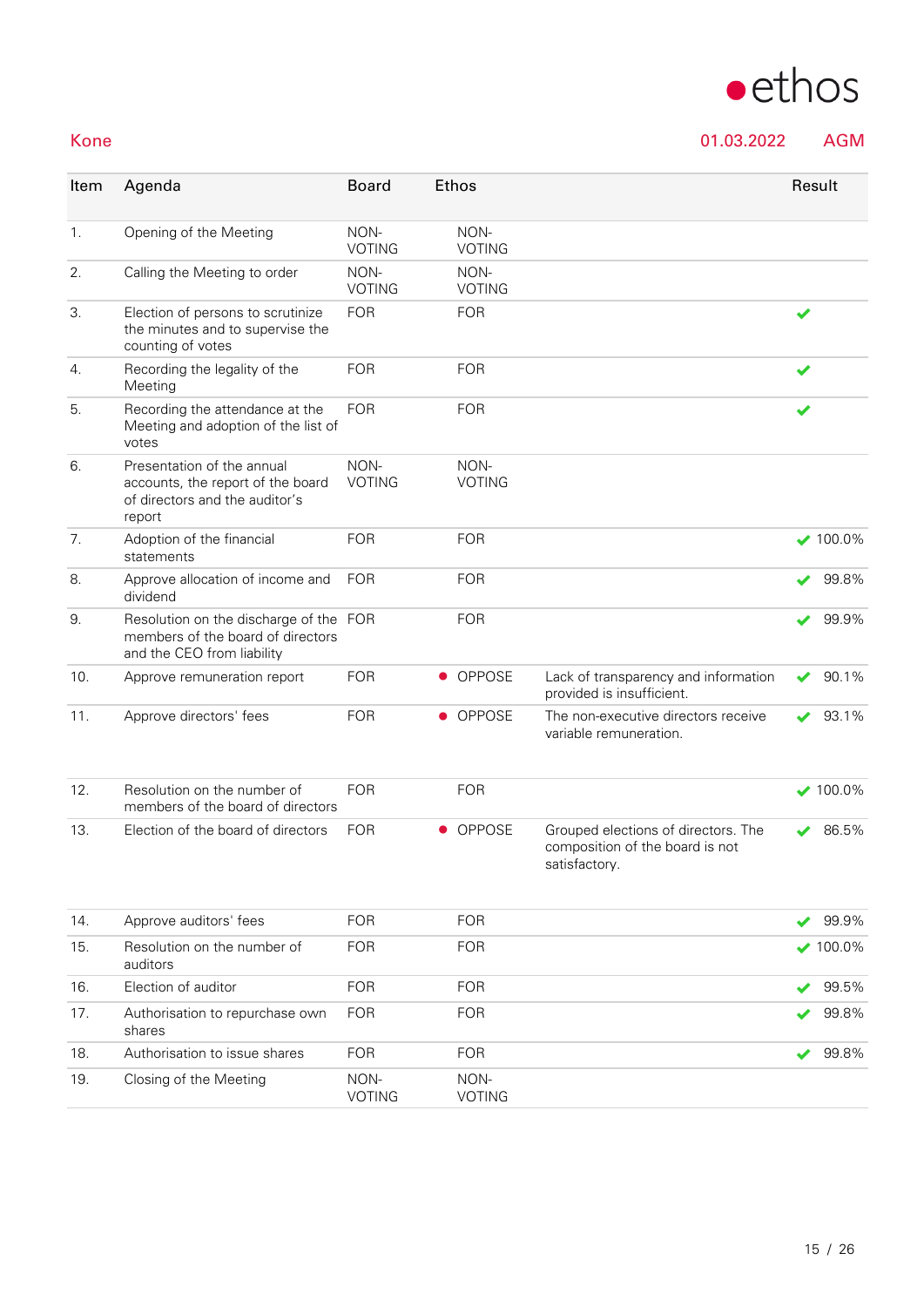## Kone

01.03.2022 AGM

| Item | Agenda | Board | Ethos | | Result |
|---|---|---|---|---|---|
| 1. | Opening of the Meeting | NON-VOTING | NON-VOTING | | |
| 2. | Calling the Meeting to order | NON-VOTING | NON-VOTING | | |
| 3. | Election of persons to scrutinize the minutes and to supervise the counting of votes | FOR | FOR | | ✔ |
| 4. | Recording the legality of the Meeting | FOR | FOR | | ✔ |
| 5. | Recording the attendance at the Meeting and adoption of the list of votes | FOR | FOR | | ✔ |
| 6. | Presentation of the annual accounts, the report of the board of directors and the auditor's report | NON-VOTING | NON-VOTING | | |
| 7. | Adoption of the financial statements | FOR | FOR | | ✔ 100.0% |
| 8. | Approve allocation of income and dividend | FOR | FOR | | ✔ 99.8% |
| 9. | Resolution on the discharge of the members of the board of directors and the CEO from liability | FOR | FOR | | ✔ 99.9% |
| 10. | Approve remuneration report | FOR | ● OPPOSE | Lack of transparency and information provided is insufficient. | ✔ 90.1% |
| 11. | Approve directors' fees | FOR | ● OPPOSE | The non-executive directors receive variable remuneration. | ✔ 93.1% |
| 12. | Resolution on the number of members of the board of directors | FOR | FOR | | ✔ 100.0% |
| 13. | Election of the board of directors | FOR | ● OPPOSE | Grouped elections of directors. The composition of the board is not satisfactory. | ✔ 86.5% |
| 14. | Approve auditors' fees | FOR | FOR | | ✔ 99.9% |
| 15. | Resolution on the number of auditors | FOR | FOR | | ✔ 100.0% |
| 16. | Election of auditor | FOR | FOR | | ✔ 99.5% |
| 17. | Authorisation to repurchase own shares | FOR | FOR | | ✔ 99.8% |
| 18. | Authorisation to issue shares | FOR | FOR | | ✔ 99.8% |
| 19. | Closing of the Meeting | NON-VOTING | NON-VOTING | | |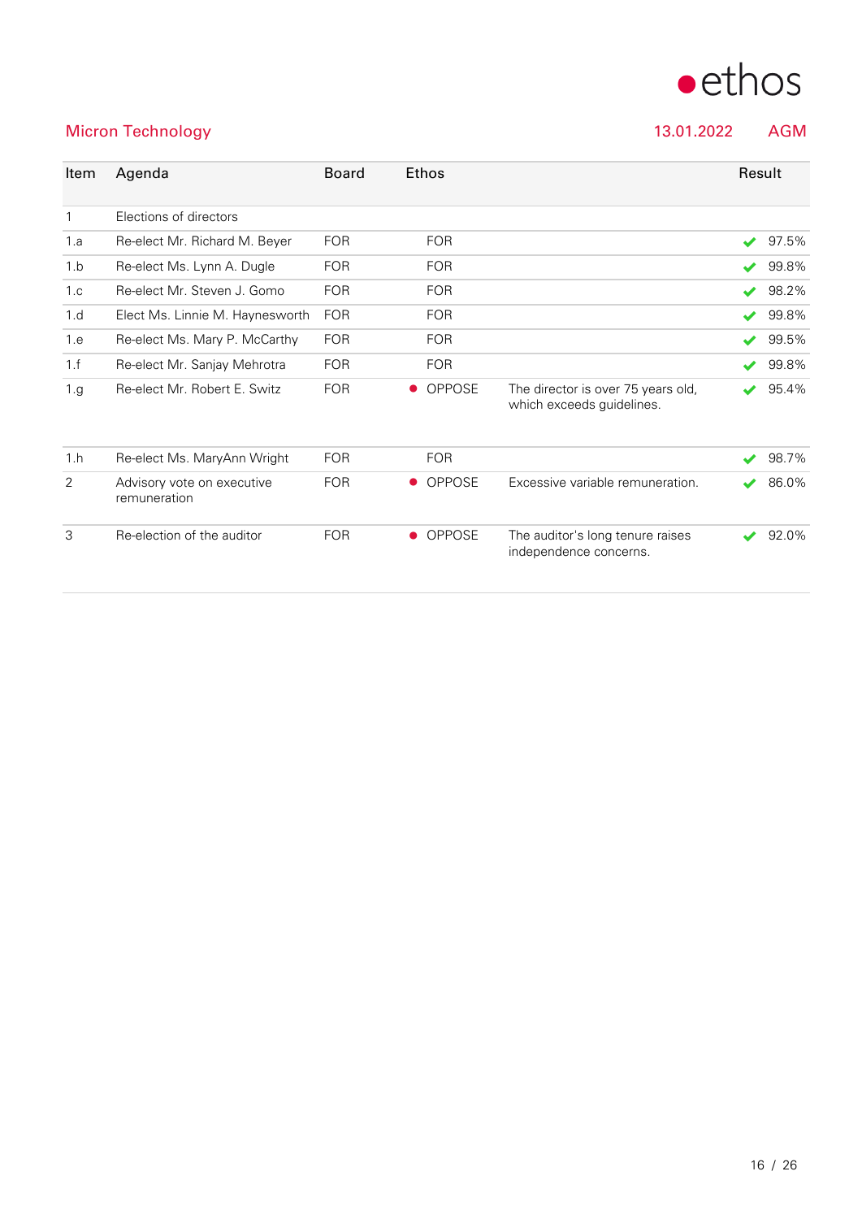# ethos

## Micron Technology — 13.01.2022 — AGM

| Item | Agenda | Board | Ethos | | Result |
|---|---|---|---|---|---|
| 1 | Elections of directors | | | | |
| 1.a | Re-elect Mr. Richard M. Beyer | FOR | FOR | | ✔ 97.5% |
| 1.b | Re-elect Ms. Lynn A. Dugle | FOR | FOR | | ✔ 99.8% |
| 1.c | Re-elect Mr. Steven J. Gomo | FOR | FOR | | ✔ 98.2% |
| 1.d | Elect Ms. Linnie M. Haynesworth | FOR | FOR | | ✔ 99.8% |
| 1.e | Re-elect Ms. Mary P. McCarthy | FOR | FOR | | ✔ 99.5% |
| 1.f | Re-elect Mr. Sanjay Mehrotra | FOR | FOR | | ✔ 99.8% |
| 1.g | Re-elect Mr. Robert E. Switz | FOR | ● OPPOSE | The director is over 75 years old, which exceeds guidelines. | ✔ 95.4% |
| 1.h | Re-elect Ms. MaryAnn Wright | FOR | FOR | | ✔ 98.7% |
| 2 | Advisory vote on executive remuneration | FOR | ● OPPOSE | Excessive variable remuneration. | ✔ 86.0% |
| 3 | Re-election of the auditor | FOR | ● OPPOSE | The auditor's long tenure raises independence concerns. | ✔ 92.0% |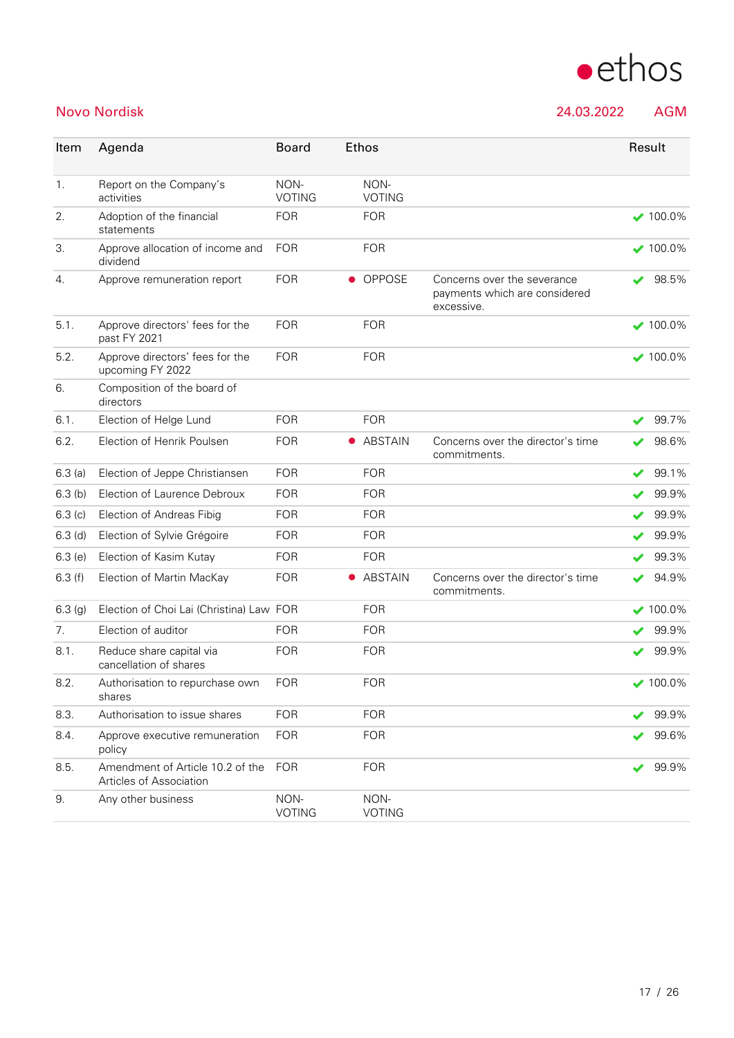ethos

## Novo Nordisk

24.03.2022 AGM

| Item | Agenda | Board | Ethos | | Result |
|---|---|---|---|---|---|
| 1. | Report on the Company's activities | NON-VOTING | NON-VOTING | | |
| 2. | Adoption of the financial statements | FOR | FOR | | ✔ 100.0% |
| 3. | Approve allocation of income and dividend | FOR | FOR | | ✔ 100.0% |
| 4. | Approve remuneration report | FOR | ● OPPOSE | Concerns over the severance payments which are considered excessive. | ✔ 98.5% |
| 5.1. | Approve directors' fees for the past FY 2021 | FOR | FOR | | ✔ 100.0% |
| 5.2. | Approve directors' fees for the upcoming FY 2022 | FOR | FOR | | ✔ 100.0% |
| 6. | Composition of the board of directors | | | | |
| 6.1. | Election of Helge Lund | FOR | FOR | | ✔ 99.7% |
| 6.2. | Election of Henrik Poulsen | FOR | ● ABSTAIN | Concerns over the director's time commitments. | ✔ 98.6% |
| 6.3 (a) | Election of Jeppe Christiansen | FOR | FOR | | ✔ 99.1% |
| 6.3 (b) | Election of Laurence Debroux | FOR | FOR | | ✔ 99.9% |
| 6.3 (c) | Election of Andreas Fibig | FOR | FOR | | ✔ 99.9% |
| 6.3 (d) | Election of Sylvie Grégoire | FOR | FOR | | ✔ 99.9% |
| 6.3 (e) | Election of Kasim Kutay | FOR | FOR | | ✔ 99.3% |
| 6.3 (f) | Election of Martin MacKay | FOR | ● ABSTAIN | Concerns over the director's time commitments. | ✔ 94.9% |
| 6.3 (g) | Election of Choi Lai (Christina) Law | FOR | FOR | | ✔ 100.0% |
| 7. | Election of auditor | FOR | FOR | | ✔ 99.9% |
| 8.1. | Reduce share capital via cancellation of shares | FOR | FOR | | ✔ 99.9% |
| 8.2. | Authorisation to repurchase own shares | FOR | FOR | | ✔ 100.0% |
| 8.3. | Authorisation to issue shares | FOR | FOR | | ✔ 99.9% |
| 8.4. | Approve executive remuneration policy | FOR | FOR | | ✔ 99.6% |
| 8.5. | Amendment of Article 10.2 of the Articles of Association | FOR | FOR | | ✔ 99.9% |
| 9. | Any other business | NON-VOTING | NON-VOTING | | |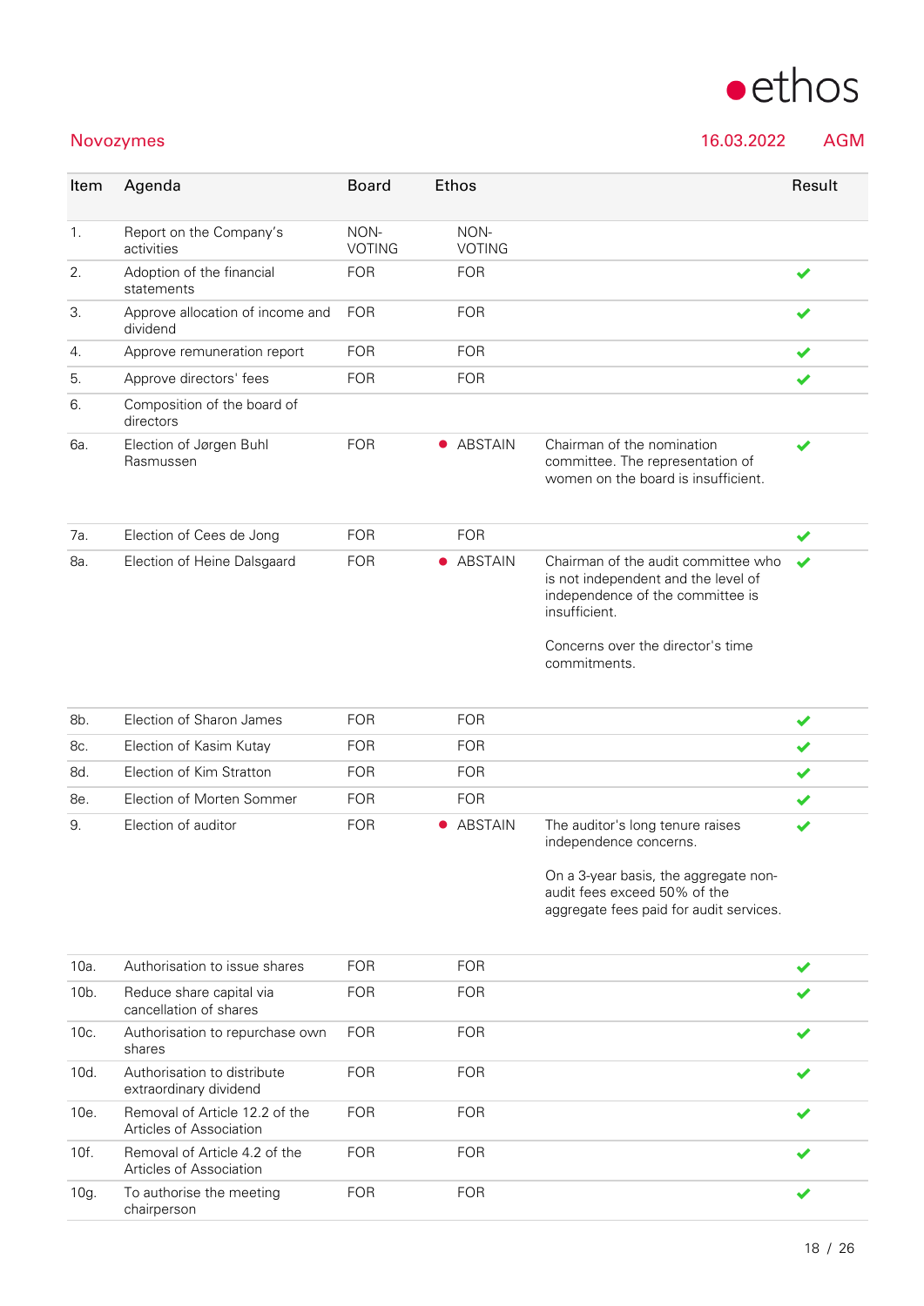Novozymes 16.03.2022 AGM

| Item | Agenda | Board | Ethos | | Result |
|---|---|---|---|---|---|
| 1. | Report on the Company's activities | NON-VOTING | NON-VOTING | | |
| 2. | Adoption of the financial statements | FOR | FOR | | ✔ |
| 3. | Approve allocation of income and dividend | FOR | FOR | | ✔ |
| 4. | Approve remuneration report | FOR | FOR | | ✔ |
| 5. | Approve directors' fees | FOR | FOR | | ✔ |
| 6. | Composition of the board of directors | | | | |
| 6a. | Election of Jørgen Buhl Rasmussen | FOR | ● ABSTAIN | Chairman of the nomination committee. The representation of women on the board is insufficient. | ✔ |
| 7a. | Election of Cees de Jong | FOR | FOR | | ✔ |
| 8a. | Election of Heine Dalsgaard | FOR | ● ABSTAIN | Chairman of the audit committee who is not independent and the level of independence of the committee is insufficient.<br><br>Concerns over the director's time commitments. | ✔ |
| 8b. | Election of Sharon James | FOR | FOR | | ✔ |
| 8c. | Election of Kasim Kutay | FOR | FOR | | ✔ |
| 8d. | Election of Kim Stratton | FOR | FOR | | ✔ |
| 8e. | Election of Morten Sommer | FOR | FOR | | ✔ |
| 9. | Election of auditor | FOR | ● ABSTAIN | The auditor's long tenure raises independence concerns.<br><br>On a 3-year basis, the aggregate non-audit fees exceed 50% of the aggregate fees paid for audit services. | ✔ |
| 10a. | Authorisation to issue shares | FOR | FOR | | ✔ |
| 10b. | Reduce share capital via cancellation of shares | FOR | FOR | | ✔ |
| 10c. | Authorisation to repurchase own shares | FOR | FOR | | ✔ |
| 10d. | Authorisation to distribute extraordinary dividend | FOR | FOR | | ✔ |
| 10e. | Removal of Article 12.2 of the Articles of Association | FOR | FOR | | ✔ |
| 10f. | Removal of Article 4.2 of the Articles of Association | FOR | FOR | | ✔ |
| 10g. | To authorise the meeting chairperson | FOR | FOR | | ✔ |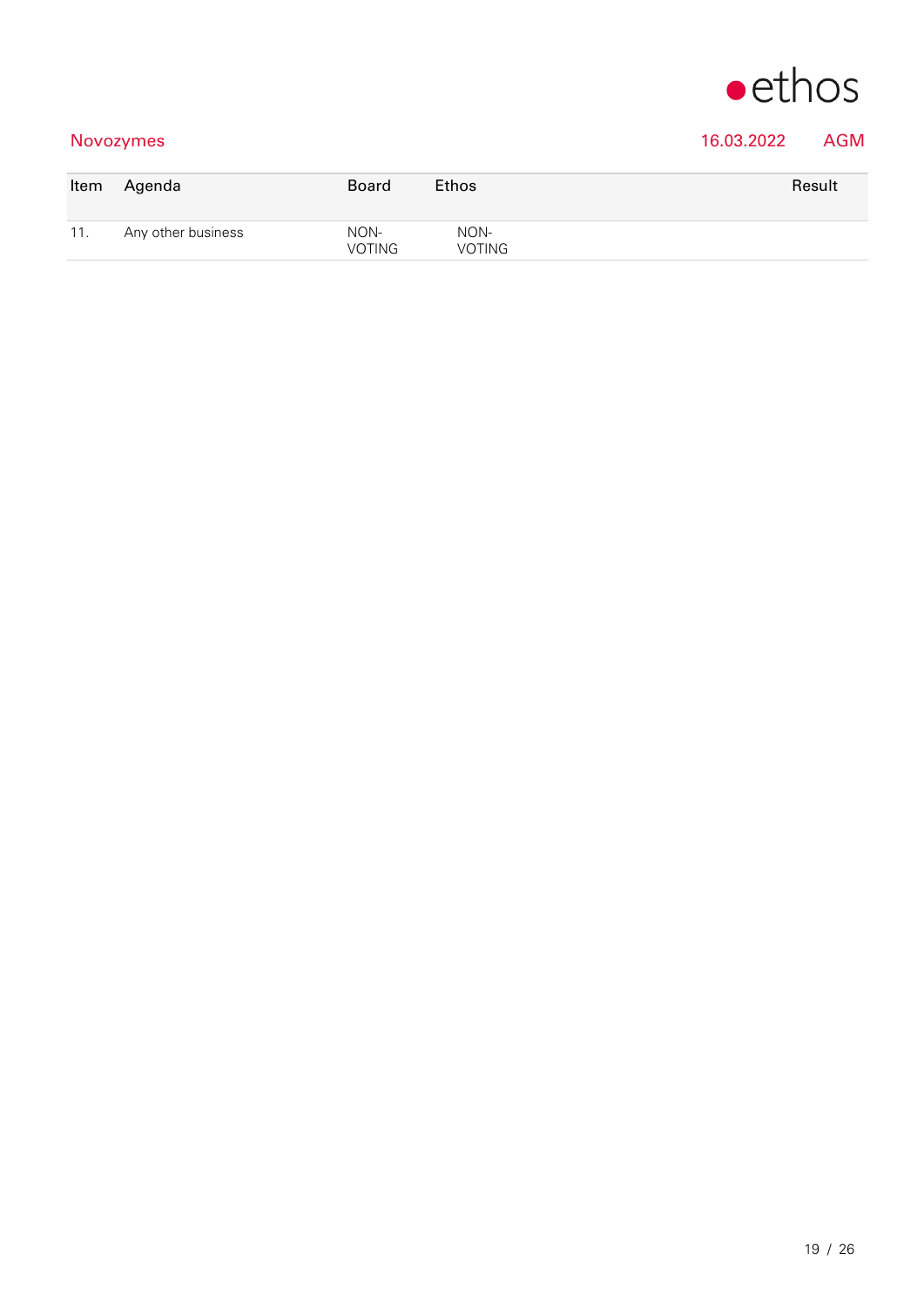Novozymes 16.03.2022 AGM

| Item | Agenda | Board | Ethos | Result |
| --- | --- | --- | --- | --- |
| 11. | Any other business | NON-VOTING | NON-VOTING | |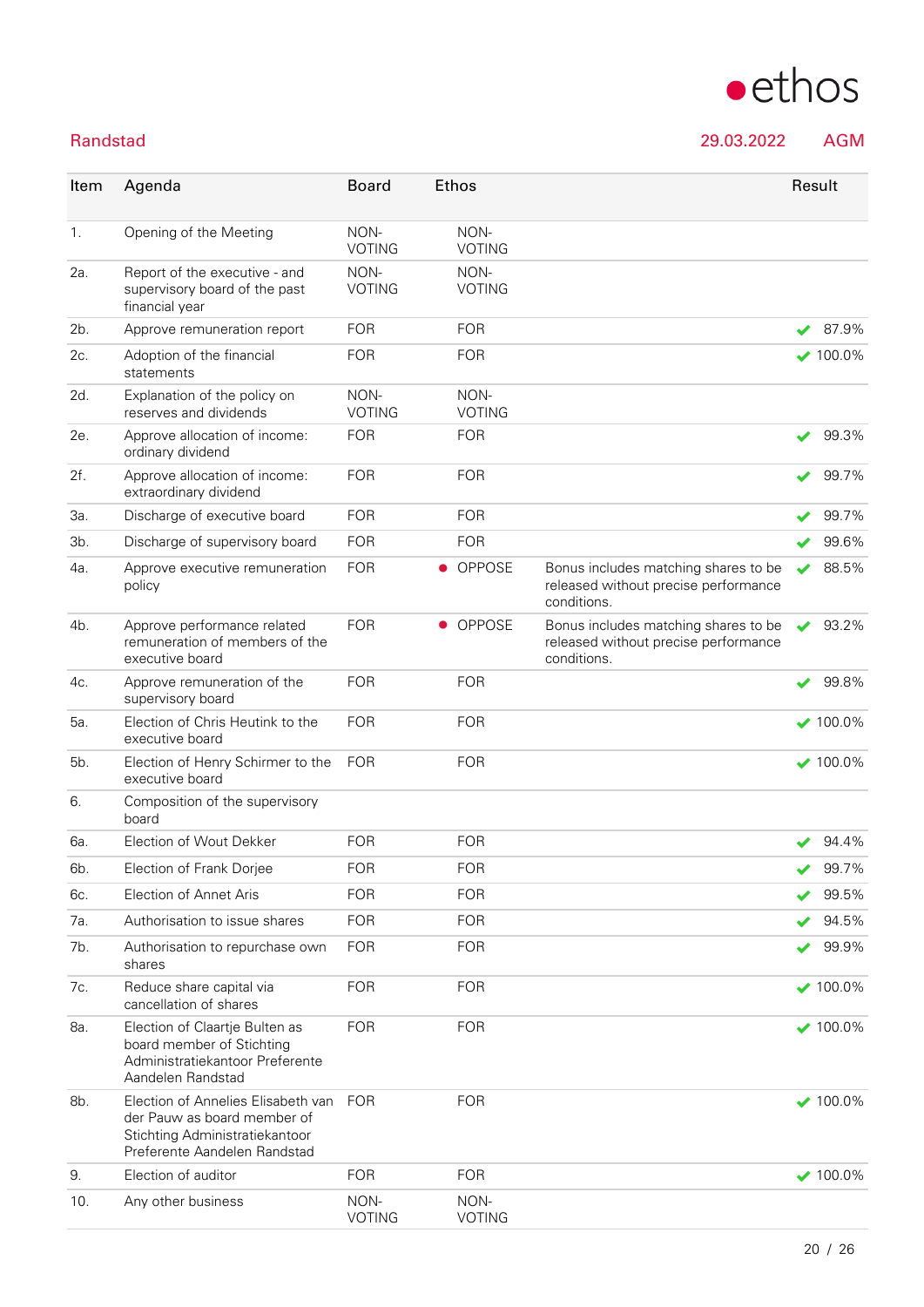ethos

**Randstad** 29.03.2022 AGM

| Item | Agenda | Board | Ethos | | Result |
|---|---|---|---|---|---|
| 1. | Opening of the Meeting | NON-VOTING | NON-VOTING | | |
| 2a. | Report of the executive - and supervisory board of the past financial year | NON-VOTING | NON-VOTING | | |
| 2b. | Approve remuneration report | FOR | FOR | | ✔ 87.9% |
| 2c. | Adoption of the financial statements | FOR | FOR | | ✔ 100.0% |
| 2d. | Explanation of the policy on reserves and dividends | NON-VOTING | NON-VOTING | | |
| 2e. | Approve allocation of income: ordinary dividend | FOR | FOR | | ✔ 99.3% |
| 2f. | Approve allocation of income: extraordinary dividend | FOR | FOR | | ✔ 99.7% |
| 3a. | Discharge of executive board | FOR | FOR | | ✔ 99.7% |
| 3b. | Discharge of supervisory board | FOR | FOR | | ✔ 99.6% |
| 4a. | Approve executive remuneration policy | FOR | ● OPPOSE | Bonus includes matching shares to be released without precise performance conditions. | ✔ 88.5% |
| 4b. | Approve performance related remuneration of members of the executive board | FOR | ● OPPOSE | Bonus includes matching shares to be released without precise performance conditions. | ✔ 93.2% |
| 4c. | Approve remuneration of the supervisory board | FOR | FOR | | ✔ 99.8% |
| 5a. | Election of Chris Heutink to the executive board | FOR | FOR | | ✔ 100.0% |
| 5b. | Election of Henry Schirmer to the executive board | FOR | FOR | | ✔ 100.0% |
| 6. | Composition of the supervisory board | | | | |
| 6a. | Election of Wout Dekker | FOR | FOR | | ✔ 94.4% |
| 6b. | Election of Frank Dorjee | FOR | FOR | | ✔ 99.7% |
| 6c. | Election of Annet Aris | FOR | FOR | | ✔ 99.5% |
| 7a. | Authorisation to issue shares | FOR | FOR | | ✔ 94.5% |
| 7b. | Authorisation to repurchase own shares | FOR | FOR | | ✔ 99.9% |
| 7c. | Reduce share capital via cancellation of shares | FOR | FOR | | ✔ 100.0% |
| 8a. | Election of Claartje Bulten as board member of Stichting Administratiekantoor Preferente Aandelen Randstad | FOR | FOR | | ✔ 100.0% |
| 8b. | Election of Annelies Elisabeth van der Pauw as board member of Stichting Administratiekantoor Preferente Aandelen Randstad | FOR | FOR | | ✔ 100.0% |
| 9. | Election of auditor | FOR | FOR | | ✔ 100.0% |
| 10. | Any other business | NON-VOTING | NON-VOTING | | |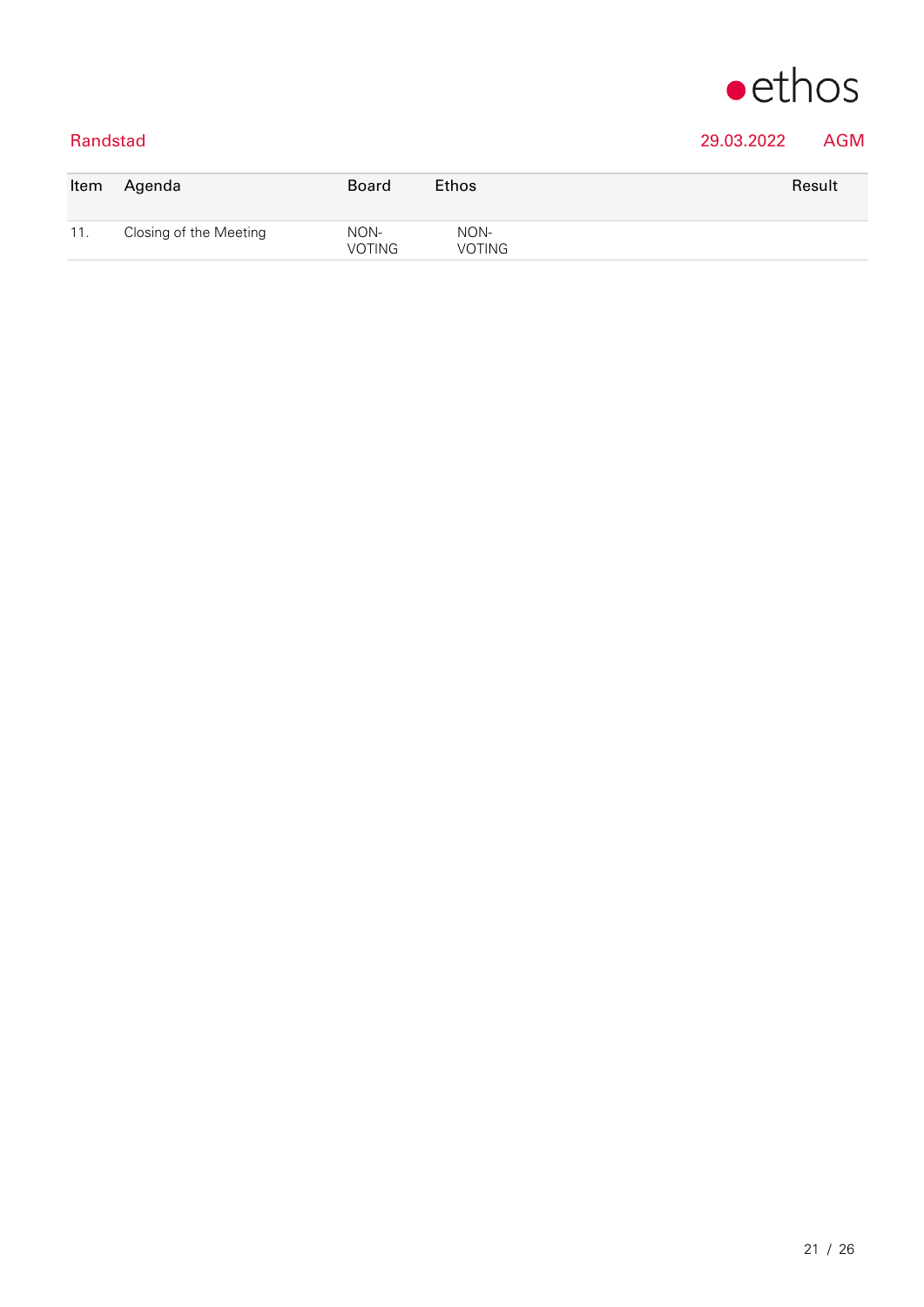Randstad 29.03.2022 AGM

| Item | Agenda | Board | Ethos | Result |
| --- | --- | --- | --- | --- |
| 11. | Closing of the Meeting | NON-VOTING | NON-VOTING | |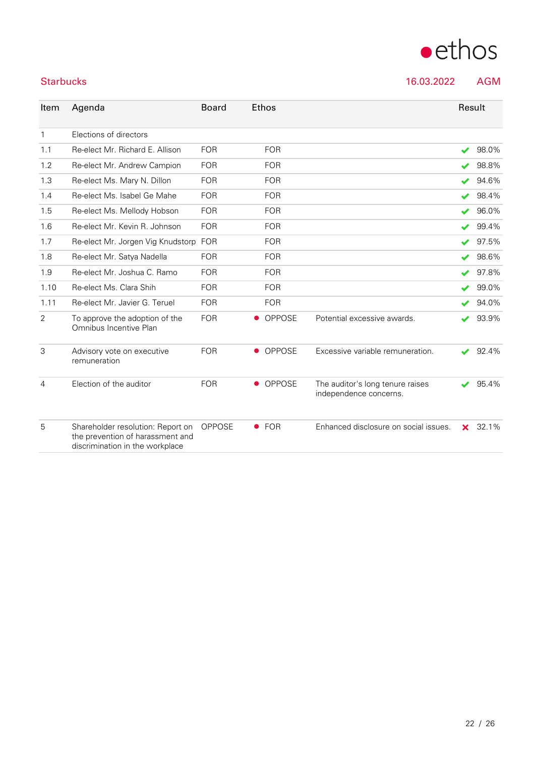Starbucks | 16.03.2022 | AGM

| Item | Agenda | Board | Ethos | | Result |
|---|---|---|---|---|---|
| 1 | Elections of directors | | | | |
| 1.1 | Re-elect Mr. Richard E. Allison | FOR | FOR | | ✔ 98.0% |
| 1.2 | Re-elect Mr. Andrew Campion | FOR | FOR | | ✔ 98.8% |
| 1.3 | Re-elect Ms. Mary N. Dillon | FOR | FOR | | ✔ 94.6% |
| 1.4 | Re-elect Ms. Isabel Ge Mahe | FOR | FOR | | ✔ 98.4% |
| 1.5 | Re-elect Ms. Mellody Hobson | FOR | FOR | | ✔ 96.0% |
| 1.6 | Re-elect Mr. Kevin R. Johnson | FOR | FOR | | ✔ 99.4% |
| 1.7 | Re-elect Mr. Jorgen Vig Knudstorp | FOR | FOR | | ✔ 97.5% |
| 1.8 | Re-elect Mr. Satya Nadella | FOR | FOR | | ✔ 98.6% |
| 1.9 | Re-elect Mr. Joshua C. Ramo | FOR | FOR | | ✔ 97.8% |
| 1.10 | Re-elect Ms. Clara Shih | FOR | FOR | | ✔ 99.0% |
| 1.11 | Re-elect Mr. Javier G. Teruel | FOR | FOR | | ✔ 94.0% |
| 2 | To approve the adoption of the Omnibus Incentive Plan | FOR | ● OPPOSE | Potential excessive awards. | ✔ 93.9% |
| 3 | Advisory vote on executive remuneration | FOR | ● OPPOSE | Excessive variable remuneration. | ✔ 92.4% |
| 4 | Election of the auditor | FOR | ● OPPOSE | The auditor's long tenure raises independence concerns. | ✔ 95.4% |
| 5 | Shareholder resolution: Report on the prevention of harassment and discrimination in the workplace | OPPOSE | ● FOR | Enhanced disclosure on social issues. | ✘ 32.1% |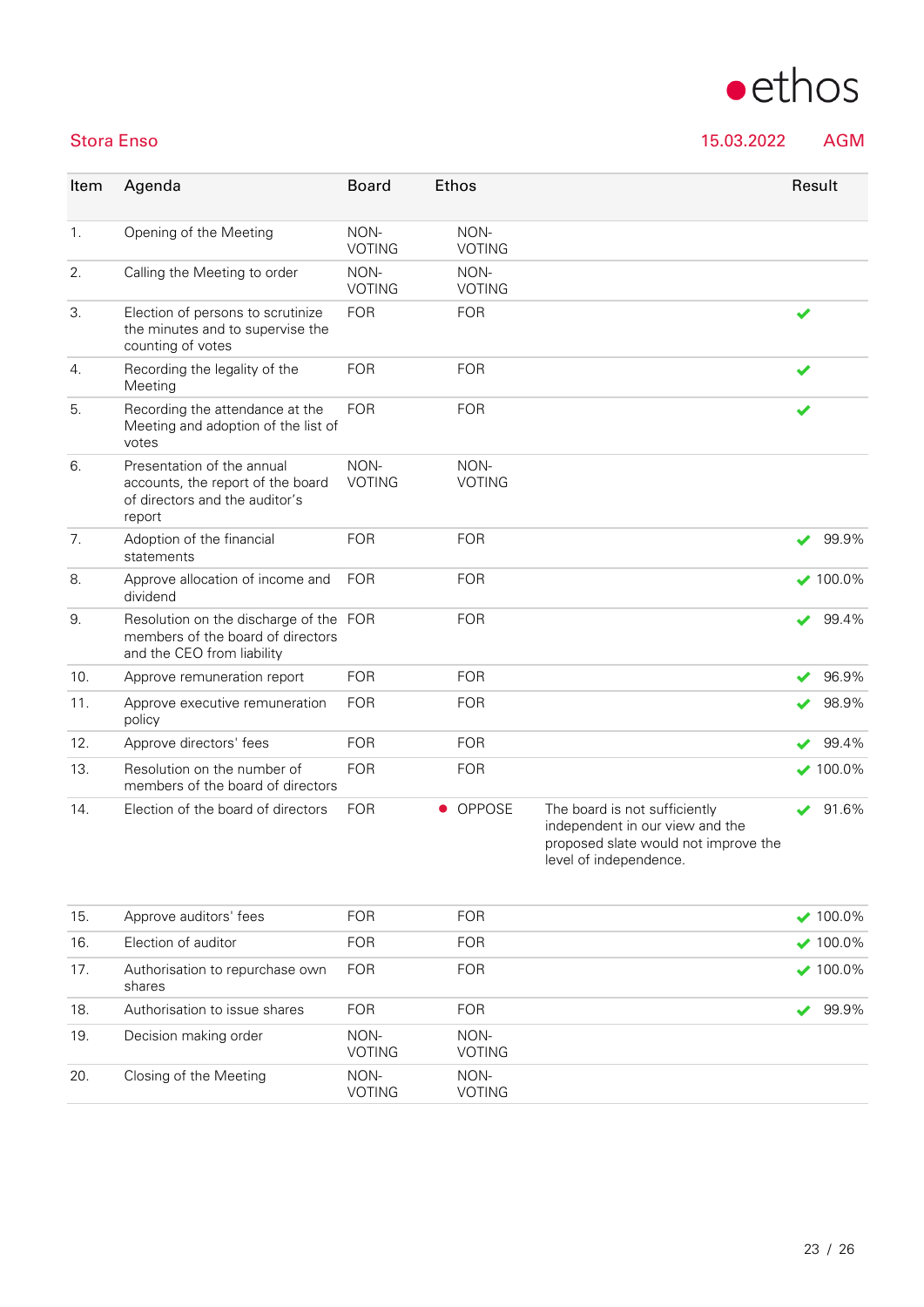## Stora Enso

15.03.2022 AGM

| Item | Agenda | Board | Ethos | | Result |
|---|---|---|---|---|---|
| 1. | Opening of the Meeting | NON-VOTING | NON-VOTING | | |
| 2. | Calling the Meeting to order | NON-VOTING | NON-VOTING | | |
| 3. | Election of persons to scrutinize the minutes and to supervise the counting of votes | FOR | FOR | | ✔ |
| 4. | Recording the legality of the Meeting | FOR | FOR | | ✔ |
| 5. | Recording the attendance at the Meeting and adoption of the list of votes | FOR | FOR | | ✔ |
| 6. | Presentation of the annual accounts, the report of the board of directors and the auditor's report | NON-VOTING | NON-VOTING | | |
| 7. | Adoption of the financial statements | FOR | FOR | | ✔ 99.9% |
| 8. | Approve allocation of income and dividend | FOR | FOR | | ✔ 100.0% |
| 9. | Resolution on the discharge of the members of the board of directors and the CEO from liability | FOR | FOR | | ✔ 99.4% |
| 10. | Approve remuneration report | FOR | FOR | | ✔ 96.9% |
| 11. | Approve executive remuneration policy | FOR | FOR | | ✔ 98.9% |
| 12. | Approve directors' fees | FOR | FOR | | ✔ 99.4% |
| 13. | Resolution on the number of members of the board of directors | FOR | FOR | | ✔ 100.0% |
| 14. | Election of the board of directors | FOR | ● OPPOSE | The board is not sufficiently independent in our view and the proposed slate would not improve the level of independence. | ✔ 91.6% |
| 15. | Approve auditors' fees | FOR | FOR | | ✔ 100.0% |
| 16. | Election of auditor | FOR | FOR | | ✔ 100.0% |
| 17. | Authorisation to repurchase own shares | FOR | FOR | | ✔ 100.0% |
| 18. | Authorisation to issue shares | FOR | FOR | | ✔ 99.9% |
| 19. | Decision making order | NON-VOTING | NON-VOTING | | |
| 20. | Closing of the Meeting | NON-VOTING | NON-VOTING | | |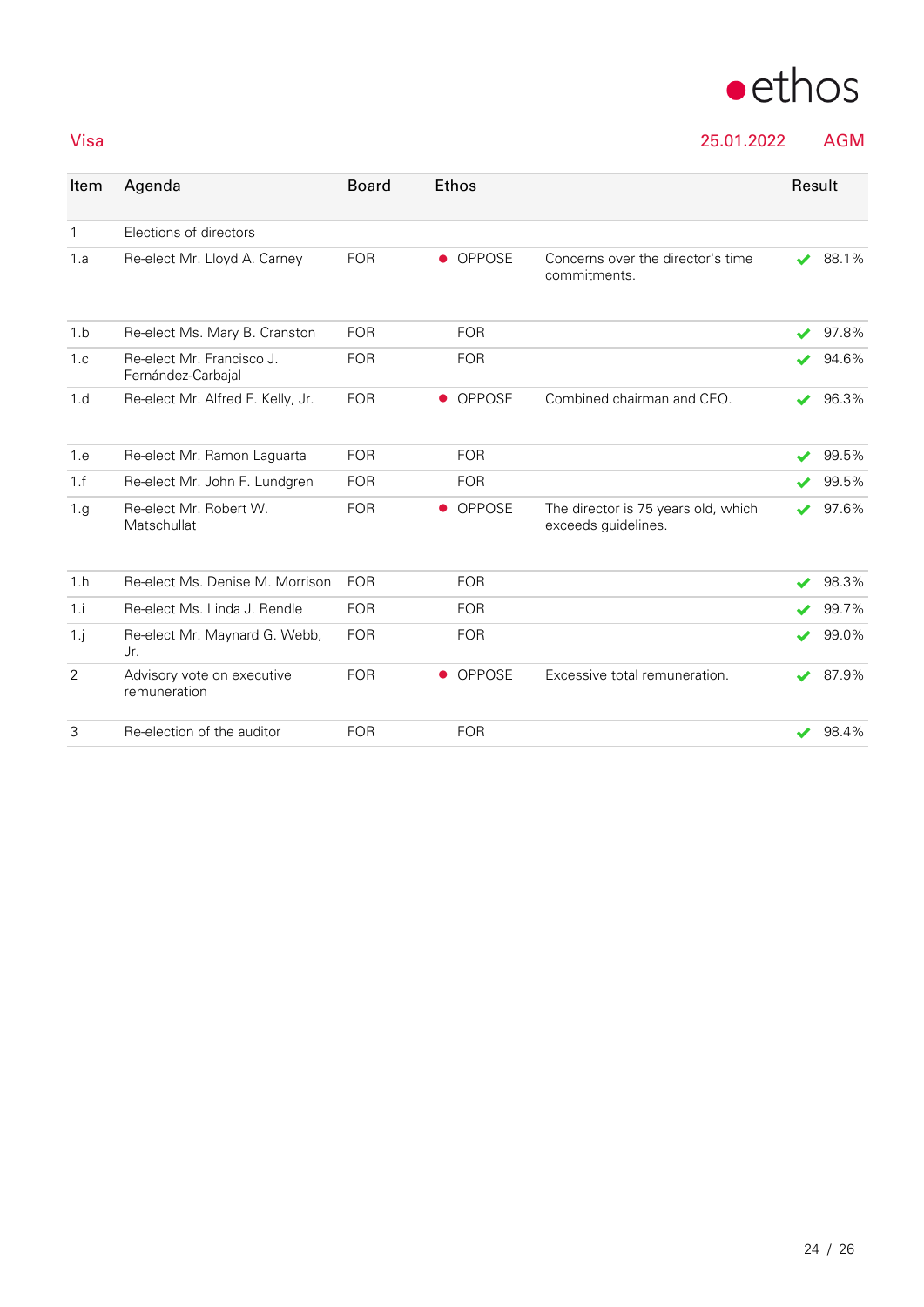ethos

Visa — 25.01.2022 — AGM

| Item | Agenda | Board | Ethos | | Result |
|---|---|---|---|---|---|
| 1 | Elections of directors | | | | |
| 1.a | Re-elect Mr. Lloyd A. Carney | FOR | ● OPPOSE | Concerns over the director's time commitments. | ✔ 88.1% |
| 1.b | Re-elect Ms. Mary B. Cranston | FOR | FOR | | ✔ 97.8% |
| 1.c | Re-elect Mr. Francisco J. Fernández-Carbajal | FOR | FOR | | ✔ 94.6% |
| 1.d | Re-elect Mr. Alfred F. Kelly, Jr. | FOR | ● OPPOSE | Combined chairman and CEO. | ✔ 96.3% |
| 1.e | Re-elect Mr. Ramon Laguarta | FOR | FOR | | ✔ 99.5% |
| 1.f | Re-elect Mr. John F. Lundgren | FOR | FOR | | ✔ 99.5% |
| 1.g | Re-elect Mr. Robert W. Matschullat | FOR | ● OPPOSE | The director is 75 years old, which exceeds guidelines. | ✔ 97.6% |
| 1.h | Re-elect Ms. Denise M. Morrison | FOR | FOR | | ✔ 98.3% |
| 1.i | Re-elect Ms. Linda J. Rendle | FOR | FOR | | ✔ 99.7% |
| 1.j | Re-elect Mr. Maynard G. Webb, Jr. | FOR | FOR | | ✔ 99.0% |
| 2 | Advisory vote on executive remuneration | FOR | ● OPPOSE | Excessive total remuneration. | ✔ 87.9% |
| 3 | Re-election of the auditor | FOR | FOR | | ✔ 98.4% |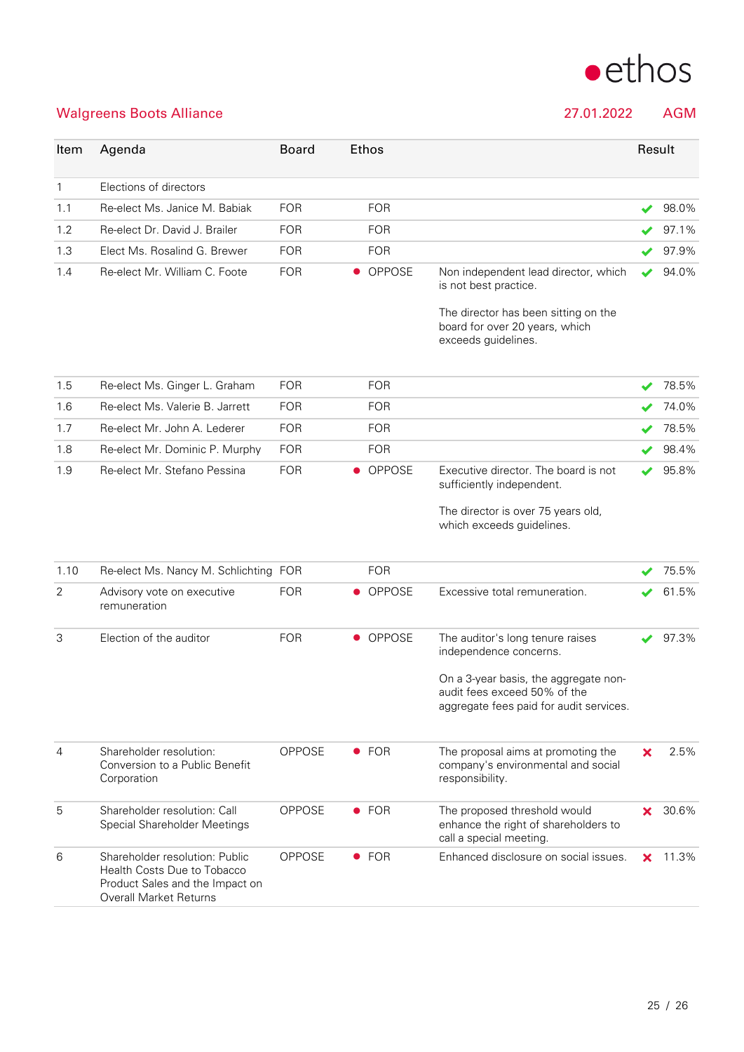## Walgreens Boots Alliance

27.01.2022 AGM

| Item | Agenda | Board | Ethos | | Result |
|---|---|---|---|---|---|
| 1 | Elections of directors | | | | |
| 1.1 | Re-elect Ms. Janice M. Babiak | FOR | FOR | | ✔ 98.0% |
| 1.2 | Re-elect Dr. David J. Brailer | FOR | FOR | | ✔ 97.1% |
| 1.3 | Elect Ms. Rosalind G. Brewer | FOR | FOR | | ✔ 97.9% |
| 1.4 | Re-elect Mr. William C. Foote | FOR | ● OPPOSE | Non independent lead director, which is not best practice.<br><br>The director has been sitting on the board for over 20 years, which exceeds guidelines. | ✔ 94.0% |
| 1.5 | Re-elect Ms. Ginger L. Graham | FOR | FOR | | ✔ 78.5% |
| 1.6 | Re-elect Ms. Valerie B. Jarrett | FOR | FOR | | ✔ 74.0% |
| 1.7 | Re-elect Mr. John A. Lederer | FOR | FOR | | ✔ 78.5% |
| 1.8 | Re-elect Mr. Dominic P. Murphy | FOR | FOR | | ✔ 98.4% |
| 1.9 | Re-elect Mr. Stefano Pessina | FOR | ● OPPOSE | Executive director. The board is not sufficiently independent.<br><br>The director is over 75 years old, which exceeds guidelines. | ✔ 95.8% |
| 1.10 | Re-elect Ms. Nancy M. Schlichting | FOR | FOR | | ✔ 75.5% |
| 2 | Advisory vote on executive remuneration | FOR | ● OPPOSE | Excessive total remuneration. | ✔ 61.5% |
| 3 | Election of the auditor | FOR | ● OPPOSE | The auditor's long tenure raises independence concerns.<br><br>On a 3-year basis, the aggregate non-audit fees exceed 50% of the aggregate fees paid for audit services. | ✔ 97.3% |
| 4 | Shareholder resolution: Conversion to a Public Benefit Corporation | OPPOSE | ● FOR | The proposal aims at promoting the company's environmental and social responsibility. | ✘ 2.5% |
| 5 | Shareholder resolution: Call Special Shareholder Meetings | OPPOSE | ● FOR | The proposed threshold would enhance the right of shareholders to call a special meeting. | ✘ 30.6% |
| 6 | Shareholder resolution: Public Health Costs Due to Tobacco Product Sales and the Impact on Overall Market Returns | OPPOSE | ● FOR | Enhanced disclosure on social issues. | ✘ 11.3% |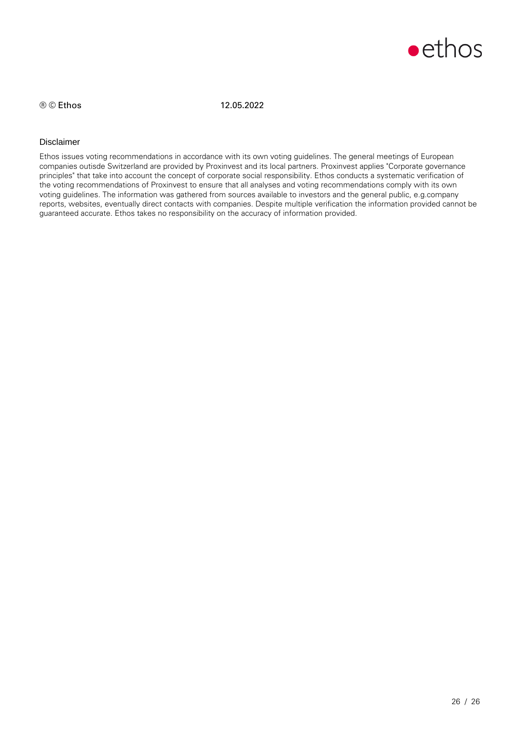® © Ethos 12.05.2022

## Disclaimer

Ethos issues voting recommendations in accordance with its own voting guidelines. The general meetings of European companies outisde Switzerland are provided by Proxinvest and its local partners. Proxinvest applies "Corporate governance principles" that take into account the concept of corporate social responsibility. Ethos conducts a systematic verification of the voting recommendations of Proxinvest to ensure that all analyses and voting recommendations comply with its own voting guidelines. The information was gathered from sources available to investors and the general public, e.g.company reports, websites, eventually direct contacts with companies. Despite multiple verification the information provided cannot be guaranteed accurate. Ethos takes no responsibility on the accuracy of information provided.